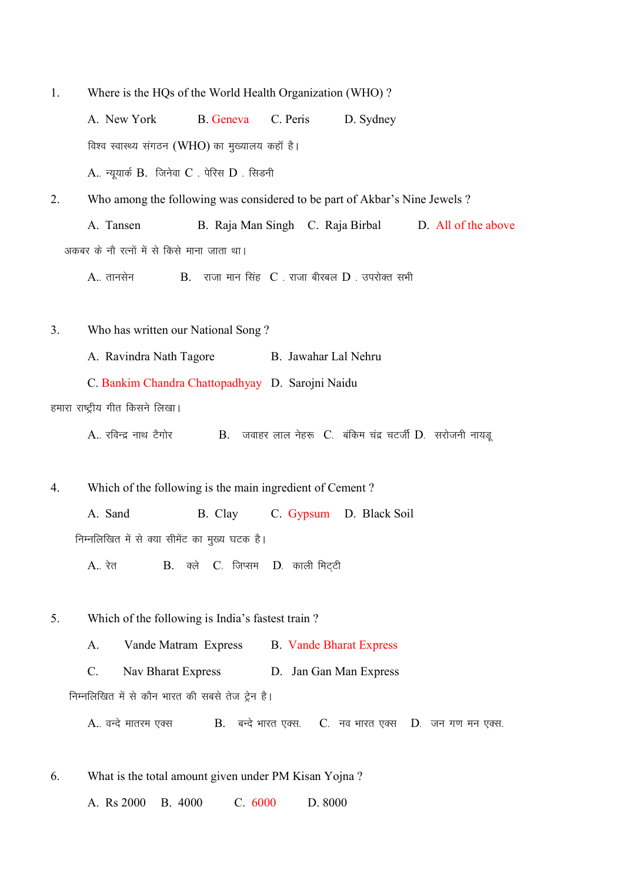1. Where is the HQs of the World Health Organization (WHO) ?

   A. New York B. Geneva C. Peris D. Sydney

   विश्व स्वास्थ्य संगठन (WHO) का मुख्यालय कहाँ है।

   A.. न्यूयार्क B. जिनेवा C . पेरिस D . सिडनी

2. Who among the following was considered to be part of Akbar's Nine Jewels ?

   A. Tansen B. Raja Man Singh C. Raja Birbal D. All of the above

   अकबर के नौ रत्नों में से किसे माना जाता था।

   A.. तानसेन B. राजा मान सिंह C . राजा बीरबल D . उपरोक्त सभी

3. Who has written our National Song ?

   A. Ravindra Nath Tagore B. Jawahar Lal Nehru

   C. Bankim Chandra Chattopadhyay D. Sarojni Naidu

   हमारा राष्ट्रीय गीत किसने लिखा।

   A.. रविन्द्र नाथ टैगोर B. जवाहर लाल नेहरू C. बंकिम चंद्र चटर्जी D. सरोजनी नायडू

4. Which of the following is the main ingredient of Cement ?

   A. Sand B. Clay C. Gypsum D. Black Soil

   निम्नलिखित में से क्या सीमेंट का मुख्य घटक है।

   A.. रेत B. क्ले C. जिप्सम D. काली मिट्टी

5. Which of the following is India's fastest train ?

   A. Vande Matram Express B. Vande Bharat Express

   C. Nav Bharat Express D. Jan Gan Man Express

   निम्नलिखित में से कौन भारत की सबसे तेज ट्रेन है।

   A.. वन्दे मातरम एक्स B. बन्दे भारत एक्स. C. नव भारत एक्स D. जन गण मन एक्स.

6. What is the total amount given under PM Kisan Yojna ?

   A. Rs 2000 B. 4000 C. 6000 D. 8000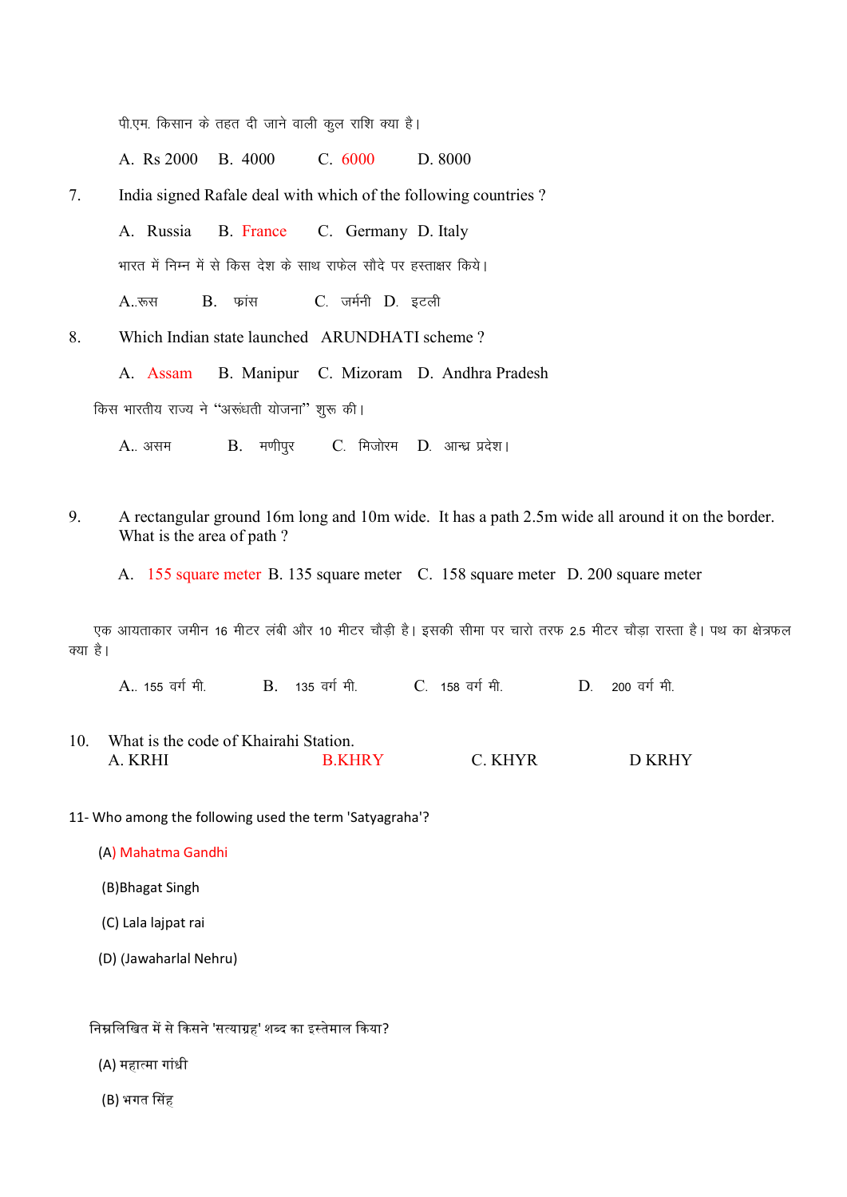पी.एम. किसान के तहत दी जाने वाली कुल राशि क्या है।

A. Rs 2000 B. 4000 C. 6000 D. 8000

7. India signed Rafale deal with which of the following countries ?

A. Russia B. France C. Germany D. Italy

भारत में निम्न में से किस देश के साथ राफेल सौदे पर हस्ताक्षर किये।

A..रूस B. फ्रांस C. जर्मनी D. इटली

8. Which Indian state launched ARUNDHATI scheme ?

A. Assam B. Manipur C. Mizoram D. Andhra Pradesh

किस भारतीय राज्य ने "अरूंधती योजना" शुरू की।

A.. असम B. मणीपुर C. मिजोरम D. आन्ध्र प्रदेश।

9. A rectangular ground 16m long and 10m wide. It has a path 2.5m wide all around it on the border. What is the area of path ?

A. 155 square meter B. 135 square meter C. 158 square meter D. 200 square meter

एक आयताकार जमीन 16 मीटर लंबी और 10 मीटर चौड़ी है। इसकी सीमा पर चारो तरफ 2.5 मीटर चौड़ा रास्ता है। पथ का क्षेत्रफल क्या है।

A.. 155 वर्ग मी. B. 135 वर्ग मी. C. 158 वर्ग मी. D. 200 वर्ग मी.

10. What is the code of Khairahi Station.

A. KRHI B.KHRY C. KHYR D KRHY

11- Who among the following used the term 'Satyagraha'?

(A) Mahatma Gandhi

(B)Bhagat Singh

(C) Lala lajpat rai

(D) (Jawaharlal Nehru)

निम्नलिखित में से किसने 'सत्याग्रह' शब्द का इस्तेमाल किया?

(A) महात्मा गांधी

(B) भगत सिंह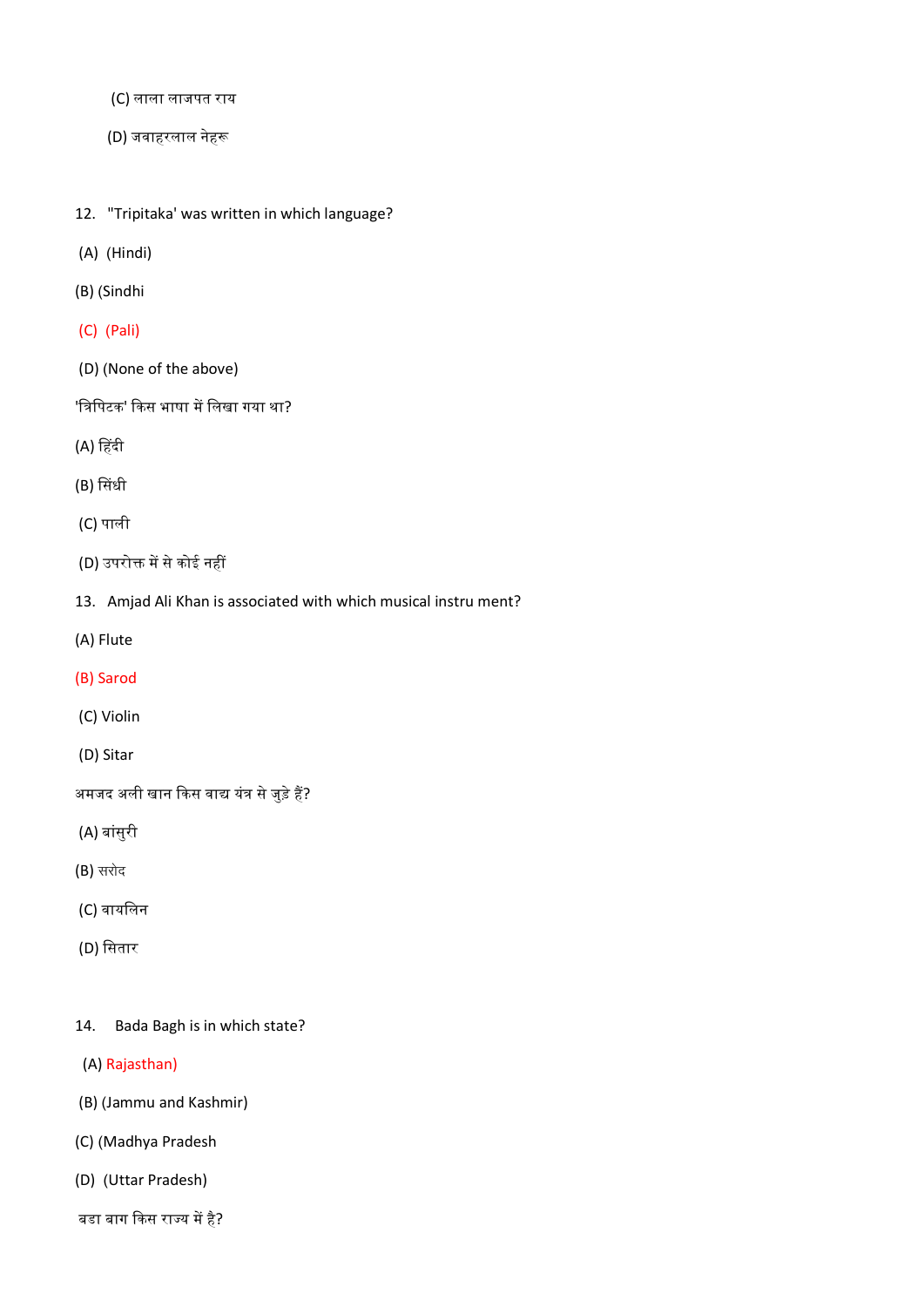(C) लाला लाजपत राय

(D) जवाहरलाल नेहरू

12. "Tripitaka' was written in which language?

(A) (Hindi)

(B) (Sindhi

(C) (Pali)

(D) (None of the above)

'त्रिपिटक' किस भाषा में लिखा गया था?

(A) हिंदी

(B) सिंधी

(C) पाली

(D) उपरोक्त में से कोई नहीं

13. Amjad Ali Khan is associated with which musical instru ment?

(A) Flute

(B) Sarod

(C) Violin

(D) Sitar

अमजद अली खान किस वाद्य यंत्र से जुड़े हैं?

(A) बांसुरी

(B) सरोद

(C) वायलिन

(D) सितार

14. Bada Bagh is in which state?

(A) Rajasthan)

(B) (Jammu and Kashmir)

(C) (Madhya Pradesh

(D) (Uttar Pradesh)

बडा बाग किस राज्य में है?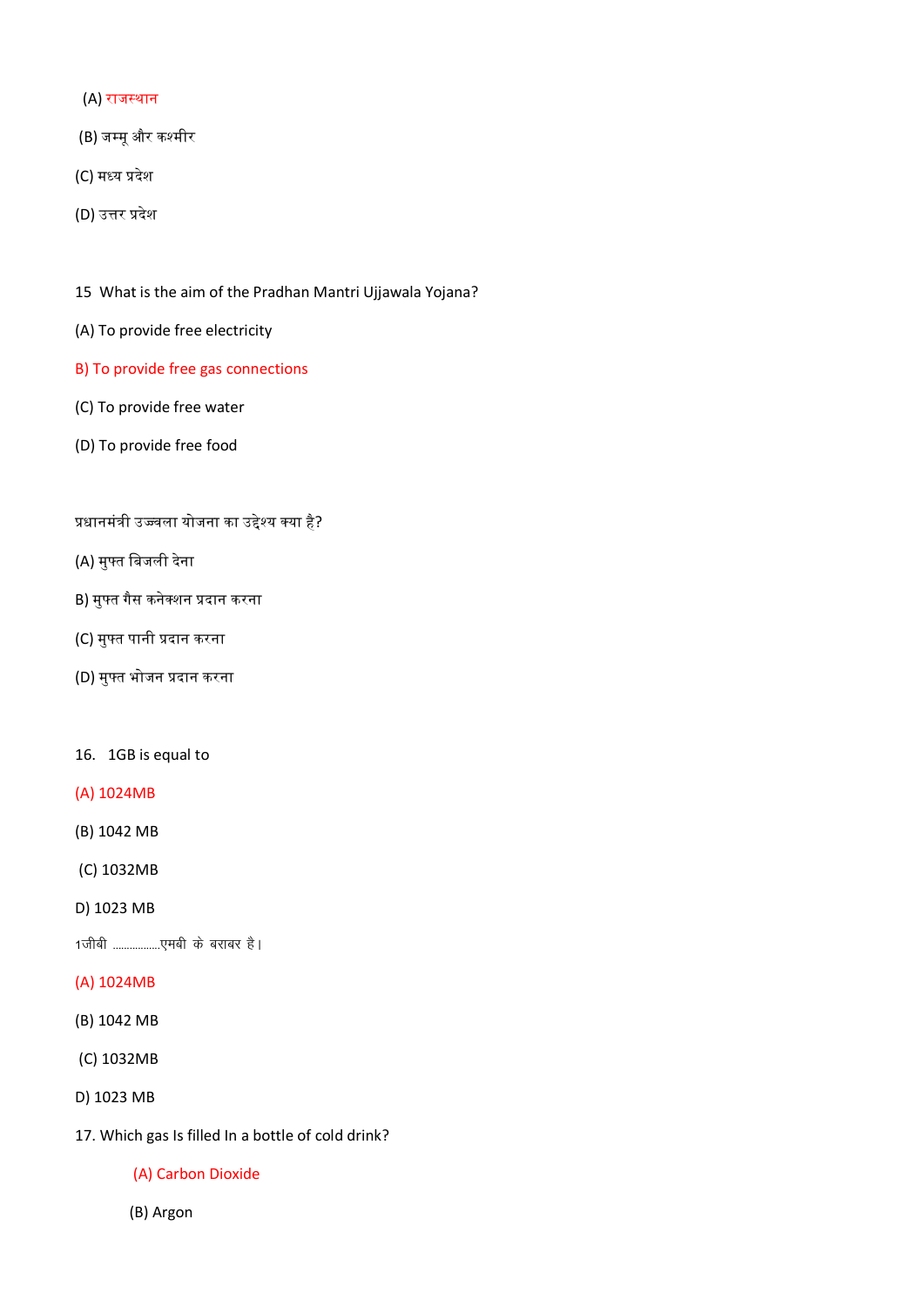(A) राजस्थान

(B) जम्मू और कश्मीर

(C) मध्य प्रदेश

(D) उत्तर प्रदेश

15 What is the aim of the Pradhan Mantri Ujjawala Yojana?

(A) To provide free electricity

B) To provide free gas connections

(C) To provide free water

(D) To provide free food

प्रधानमंत्री उज्ज्वला योजना का उद्देश्य क्या है?

(A) मुफ्त बिजली देना

B) मुफ्त गैस कनेक्शन प्रदान करना

(C) मुफ्त पानी प्रदान करना

(D) मुफ्त भोजन प्रदान करना

16. 1GB is equal to

(A) 1024MB

(B) 1042 MB

(C) 1032MB

D) 1023 MB

1जीबी ................एमबी के बराबर है।

(A) 1024MB

(B) 1042 MB

(C) 1032MB

D) 1023 MB

17. Which gas Is filled In a bottle of cold drink?

(A) Carbon Dioxide

(B) Argon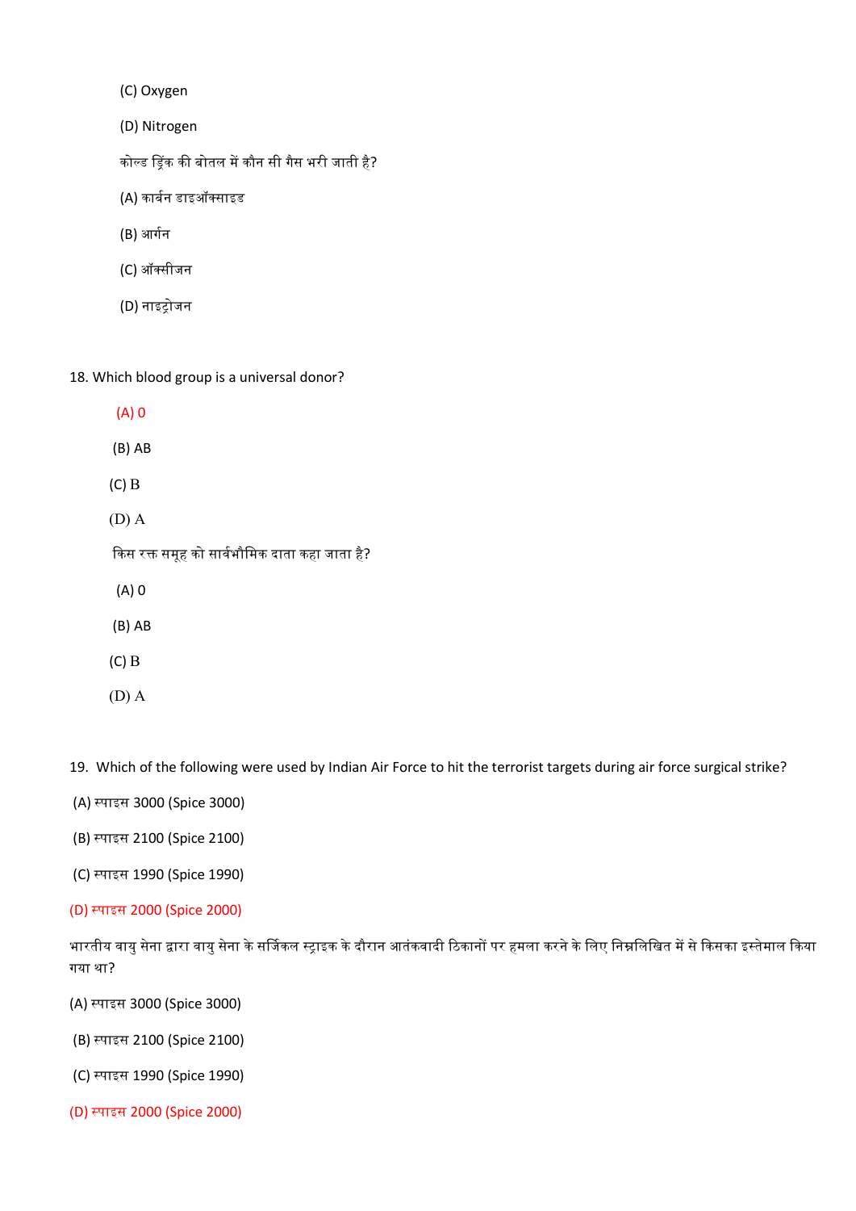(C) Oxygen

(D) Nitrogen

कोल्ड ड्रिंक की बोतल में कौन सी गैस भरी जाती है?

(A) कार्बन डाइऑक्साइड

(B) आर्गन

(C) ऑक्सीजन

(D) नाइट्रोजन

18. Which blood group is a universal donor?

(A) 0

(B) AB

(C) B

(D) A

किस रक्त समूह को सार्वभौमिक दाता कहा जाता है?

(A) 0

(B) AB

(C) B

(D) A

19. Which of the following were used by Indian Air Force to hit the terrorist targets during air force surgical strike?

(A) स्पाइस 3000 (Spice 3000)

(B) स्पाइस 2100 (Spice 2100)

(C) स्पाइस 1990 (Spice 1990)

(D) स्पाइस 2000 (Spice 2000)

भारतीय वायु सेना द्वारा वायु सेना के सर्जिकल स्ट्राइक के दौरान आतंकवादी ठिकानों पर हमला करने के लिए निम्नलिखित में से किसका इस्तेमाल किया गया था?

(A) स्पाइस 3000 (Spice 3000)

(B) स्पाइस 2100 (Spice 2100)

(C) स्पाइस 1990 (Spice 1990)

(D) स्पाइस 2000 (Spice 2000)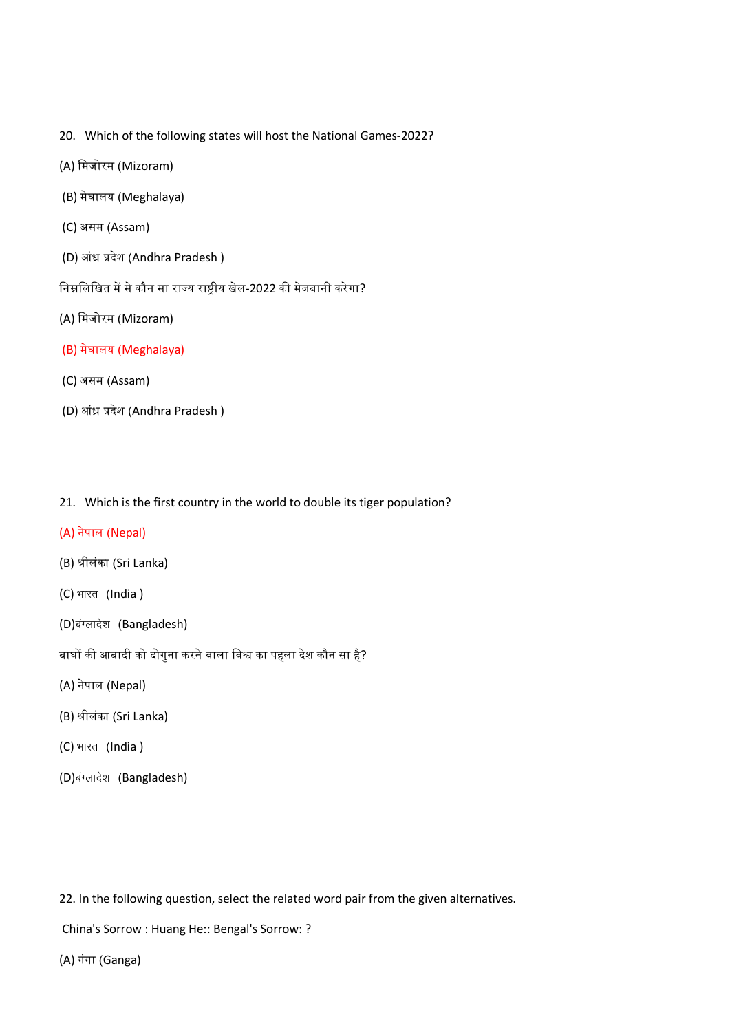20. Which of the following states will host the National Games-2022?

(A) मिजोरम (Mizoram)

(B) मेघालय (Meghalaya)

(C) असम (Assam)

(D) आंध्र प्रदेश (Andhra Pradesh )

निम्नलिखित में से कौन सा राज्य राष्ट्रीय खेल-2022 की मेजबानी करेगा?

(A) मिजोरम (Mizoram)

(B) मेघालय (Meghalaya)

(C) असम (Assam)

(D) आंध्र प्रदेश (Andhra Pradesh )

21. Which is the first country in the world to double its tiger population?

(A) नेपाल (Nepal)

(B) श्रीलंका (Sri Lanka)

(C) भारत (India )

(D) बंग्लादेश (Bangladesh)

बाघों की आबादी को दोगुना करने वाला विश्व का पहला देश कौन सा है?

(A) नेपाल (Nepal)

(B) श्रीलंका (Sri Lanka)

(C) भारत (India )

(D) बंग्लादेश (Bangladesh)

22. In the following question, select the related word pair from the given alternatives.

China's Sorrow : Huang He:: Bengal's Sorrow: ?

(A) गंगा (Ganga)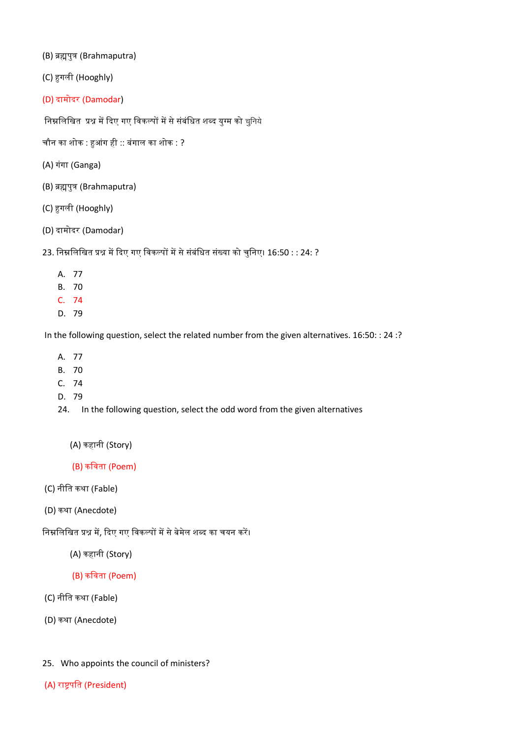(B) ब्रह्मपुत्र (Brahmaputra)

(C) हुगली (Hooghly)

(D) दामोदर (Damodar)

निम्नलिखित प्रश्न में दिए गए विकल्पों में से संबंधित शब्द युग्म को चुनिये

चौन का शोक : हुआंग ही :: बंगाल का शोक : ?

(A) गंगा (Ganga)

(B) ब्रह्मपुत्र (Brahmaputra)

(C) हुगली (Hooghly)

(D) दामोदर (Damodar)

23. निम्नलिखित प्रश्न में दिए गए विकल्पों में से संबंधित संख्या को चुनिए। 16:50 : : 24: ?

A. 77
B. 70
C. 74
D. 79

In the following question, select the related number from the given alternatives. 16:50: : 24 :?

A. 77
B. 70
C. 74
D. 79

24. In the following question, select the odd word from the given alternatives

(A) कहानी (Story)

(B) कविता (Poem)

(C) नीति कथा (Fable)

(D) कथा (Anecdote)

निम्नलिखित प्रश्न में, दिए गए विकल्पों में से बेमेल शब्द का चयन करें।

(A) कहानी (Story)

(B) कविता (Poem)

(C) नीति कथा (Fable)

(D) कथा (Anecdote)

25. Who appoints the council of ministers?

(A) राष्ट्रपति (President)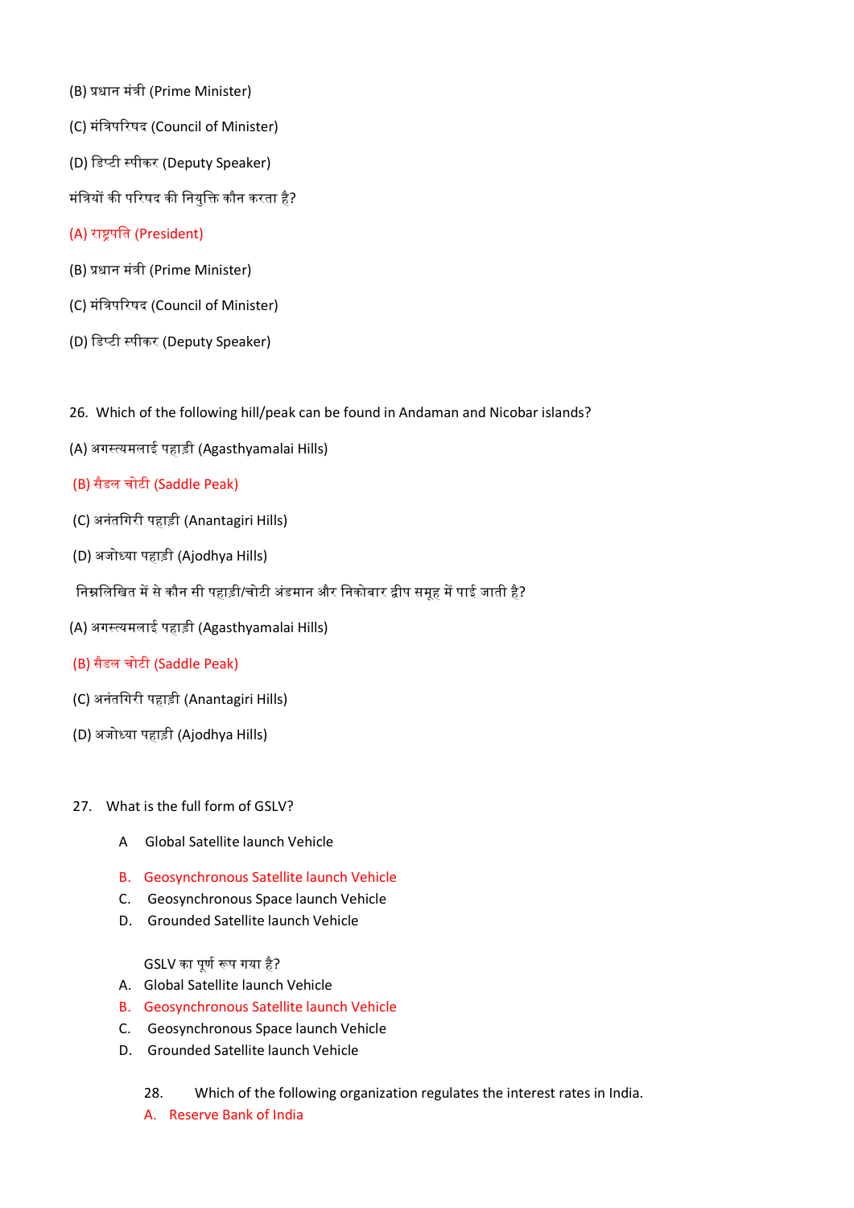(B) प्रधान मंत्री (Prime Minister)

(C) मंत्रिपरिषद (Council of Minister)

(D) डिप्टी स्पीकर (Deputy Speaker)

मंत्रियों की परिषद की नियुक्ति कौन करता है?

(A) राष्ट्रपति (President)

(B) प्रधान मंत्री (Prime Minister)

(C) मंत्रिपरिषद (Council of Minister)

(D) डिप्टी स्पीकर (Deputy Speaker)

26. Which of the following hill/peak can be found in Andaman and Nicobar islands?

(A) अगस्त्यमलाई पहाड़ी (Agasthyamalai Hills)

(B) सैडल चोटी (Saddle Peak)

(C) अनंतगिरी पहाड़ी (Anantagiri Hills)

(D) अजोध्या पहाड़ी (Ajodhya Hills)

निम्नलिखित में से कौन सी पहाड़ी/चोटी अंडमान और निकोबार द्वीप समूह में पाई जाती है?

(A) अगस्त्यमलाई पहाड़ी (Agasthyamalai Hills)

(B) सैडल चोटी (Saddle Peak)

(C) अनंतगिरी पहाड़ी (Anantagiri Hills)

(D) अजोध्या पहाड़ी (Ajodhya Hills)

27. What is the full form of GSLV?

A Global Satellite launch Vehicle

B. Geosynchronous Satellite launch Vehicle

C. Geosynchronous Space launch Vehicle

D. Grounded Satellite launch Vehicle

GSLV का पूर्ण रूप गया है?

A. Global Satellite launch Vehicle

B. Geosynchronous Satellite launch Vehicle

C. Geosynchronous Space launch Vehicle

D. Grounded Satellite launch Vehicle

28. Which of the following organization regulates the interest rates in India.

A. Reserve Bank of India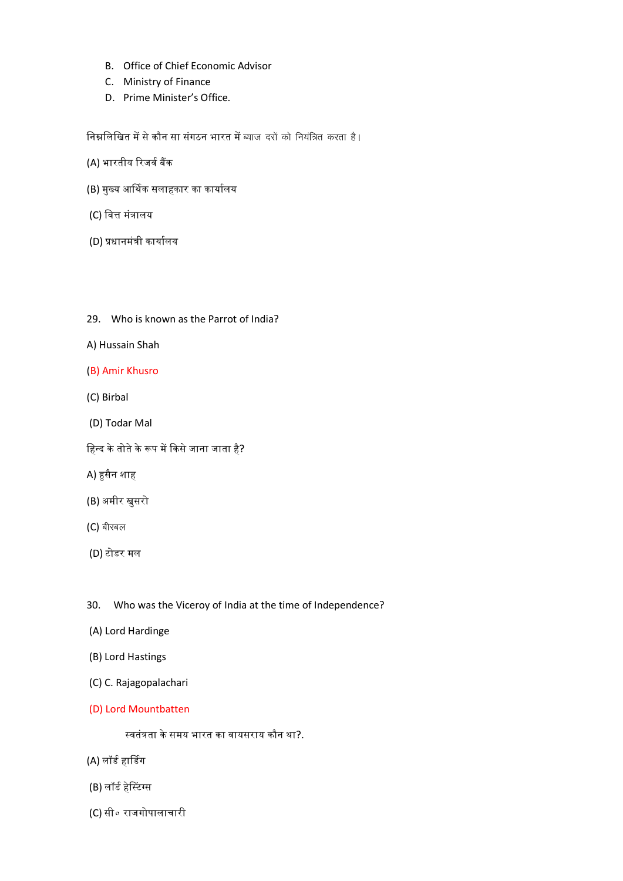B. Office of Chief Economic Advisor
C. Ministry of Finance
D. Prime Minister's Office.

निम्नलिखित में से कौन सा संगठन भारत में ब्याज दरों को नियंत्रित करता है।

(A) भारतीय रिजर्व बैंक

(B) मुख्य आर्थिक सलाहकार का कार्यालय

(C) वित्त मंत्रालय

(D) प्रधानमंत्री कार्यालय

29. Who is known as the Parrot of India?

A) Hussain Shah

(B) Amir Khusro

(C) Birbal

(D) Todar Mal

हिन्द के तोते के रूप में किसे जाना जाता है?

A) हुसैन शाह

(B) अमीर खुसरो

(C) बीरबल

(D) टोडर मल

30. Who was the Viceroy of India at the time of Independence?

(A) Lord Hardinge

(B) Lord Hastings

(C) C. Rajagopalachari

(D) Lord Mountbatten

स्वतंत्रता के समय भारत का वायसराय कौन था?.

(A) लॉर्ड हार्डिंग

(B) लॉर्ड हेस्टिंग्स

(C) सी॰ राजगोपालाचारी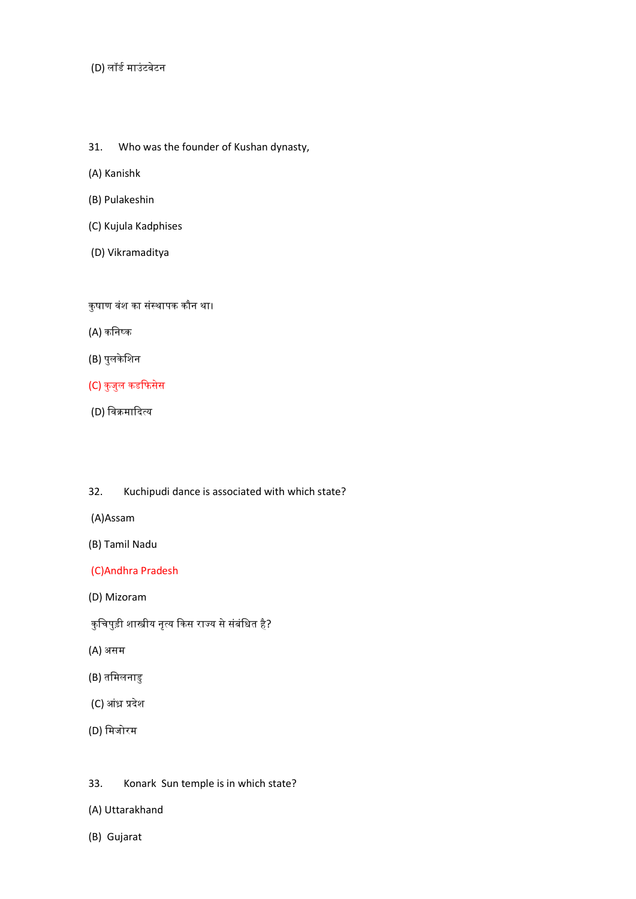(D) लॉर्ड माउंटबेटन

31. Who was the founder of Kushan dynasty,

(A) Kanishk

(B) Pulakeshin

(C) Kujula Kadphises

(D) Vikramaditya

कुषाण वंश का संस्थापक कौन था।

(A) कनिष्क

(B) पुलकेशिन

(C) कुजुल कडफिसेस

(D) विक्रमादित्य

32. Kuchipudi dance is associated with which state?

(A)Assam

(B) Tamil Nadu

(C)Andhra Pradesh

(D) Mizoram

कुचिपुड़ी शास्त्रीय नृत्य किस राज्य से संबंधित है?

(A) असम

(B) तमिलनाडु

(C) आंध्र प्रदेश

(D) मिजोरम

33. Konark Sun temple is in which state?

(A) Uttarakhand

(B) Gujarat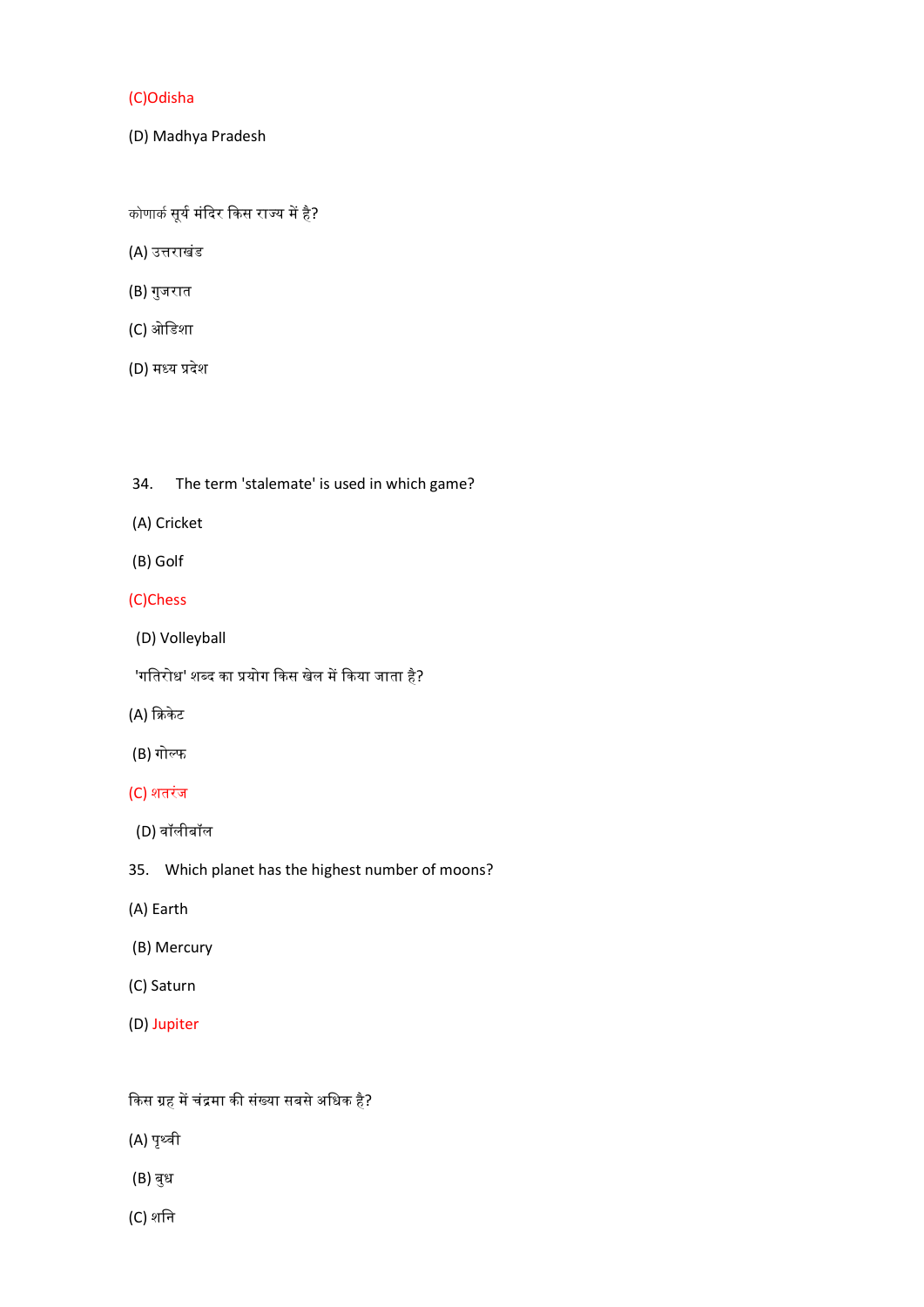(C)Odisha

(D) Madhya Pradesh

कोणार्क सूर्य मंदिर किस राज्य में है?

(A) उत्तराखंड

(B) गुजरात

(C) ओडिशा

(D) मध्य प्रदेश

34. The term 'stalemate' is used in which game?

(A) Cricket

(B) Golf

(C)Chess

(D) Volleyball

'गतिरोध' शब्द का प्रयोग किस खेल में किया जाता है?

(A) क्रिकेट

(B) गोल्फ

(C) शतरंज

(D) वॉलीबॉल

35. Which planet has the highest number of moons?

(A) Earth

(B) Mercury

(C) Saturn

(D) Jupiter

किस ग्रह में चंद्रमा की संख्या सबसे अधिक है?

(A) पृथ्वी

(B) बुध

(C) शनि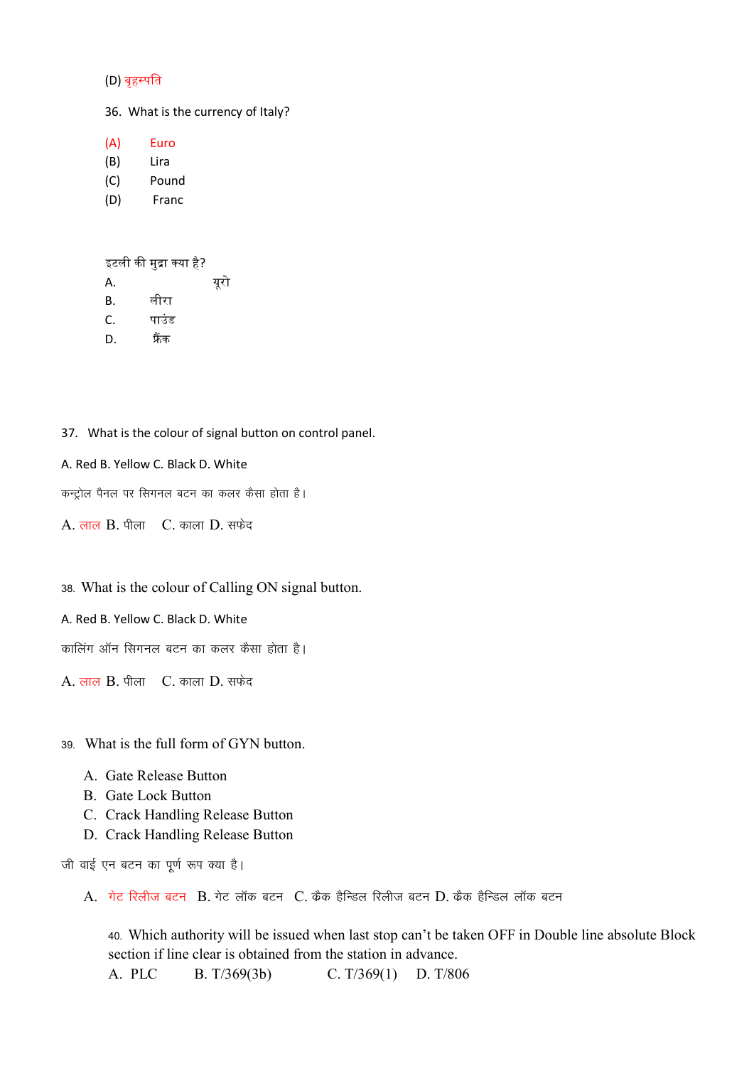(D) वृहस्पति

36. What is the currency of Italy?

(A) Euro
(B) Lira
(C) Pound
(D) Franc

इटली की मुद्रा क्या है?

A. यूरो
B. लीरा
C. पाउंड
D. फ्रैंक

37. What is the colour of signal button on control panel.

A. Red B. Yellow C. Black D. White

कन्ट्रोल पैनल पर सिगनल बटन का कलर कैसा होता है।

A. लाल B. पीला C. काला D. सफेद

38. What is the colour of Calling ON signal button.

A. Red B. Yellow C. Black D. White

कालिंग ऑन सिगनल बटन का कलर कैसा होता है।

A. लाल B. पीला C. काला D. सफेद

39. What is the full form of GYN button.

A. Gate Release Button
B. Gate Lock Button
C. Crack Handling Release Button
D. Crack Handling Release Button

जी वाई एन बटन का पूर्ण रूप क्या है।

A. गेट रिलीज बटन B. गेट लॉक बटन C. क्रैक हैन्डिल रिलीज बटन D. क्रैक हैन्डिल लॉक बटन

40. Which authority will be issued when last stop can't be taken OFF in Double line absolute Block section if line clear is obtained from the station in advance.

A. PLC B. T/369(3b) C. T/369(1) D. T/806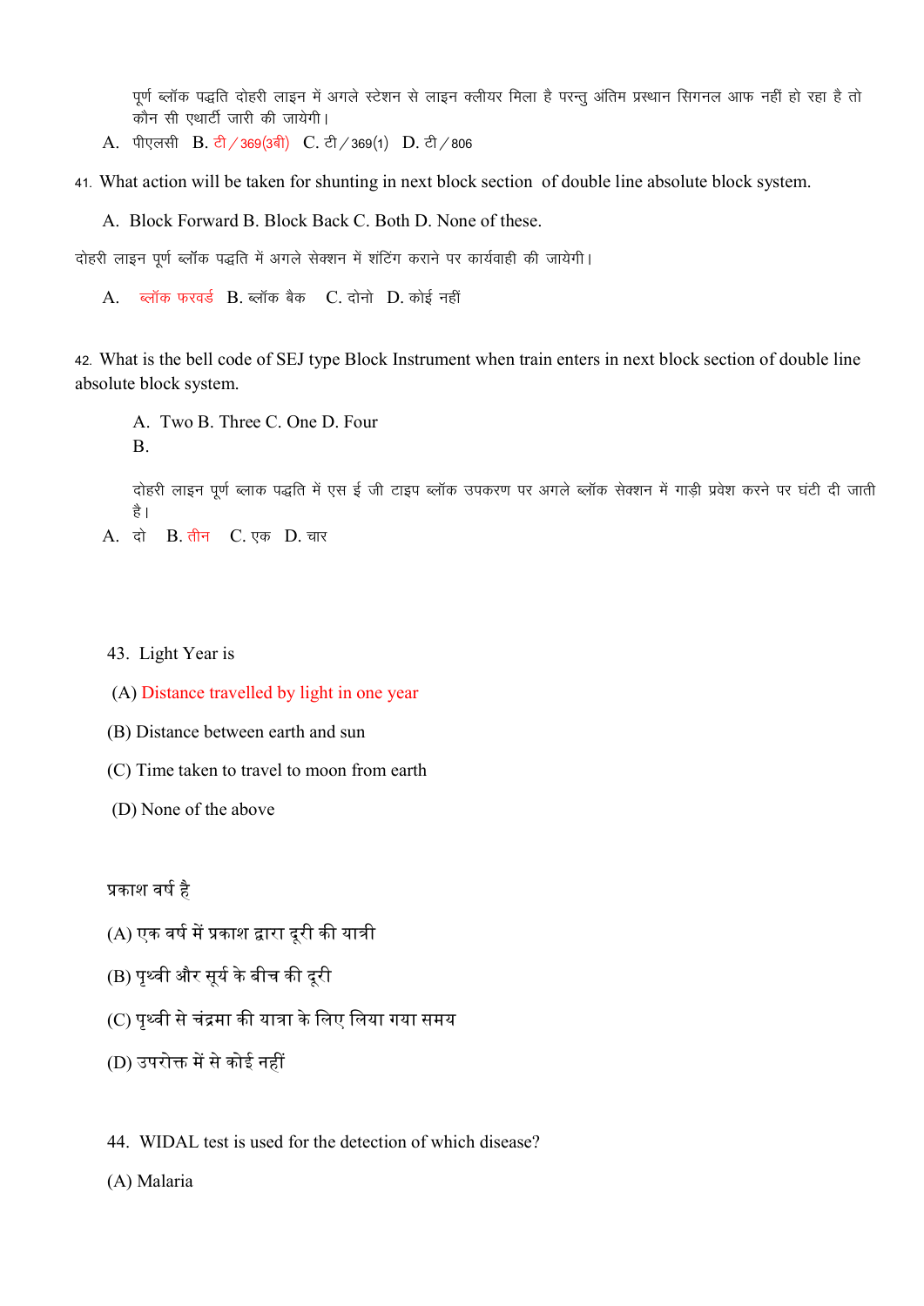पूर्ण ब्लॉक पद्धति दोहरी लाइन में अगले स्टेशन से लाइन क्लीयर मिला है परन्तु अंतिम प्रस्थान सिगनल आफ नहीं हो रहा है तो कौन सी एथार्टी जारी की जायेगी।

A. पीएलसी B. टी / 369(3बी) C. टी / 369(1) D. टी / 806

41. What action will be taken for shunting in next block section of double line absolute block system.

A. Block Forward B. Block Back C. Both D. None of these.

दोहरी लाइन पूर्ण ब्लॉक पद्धति में अगले सेक्शन में शंटिंग कराने पर कार्यवाही की जायेगी।

A. ब्लॉक फरवर्ड B. ब्लॉक बैक C. दोनो D. कोई नहीं

42. What is the bell code of SEJ type Block Instrument when train enters in next block section of double line absolute block system.

A. Two B. Three C. One D. Four

B.

दोहरी लाइन पूर्ण ब्लाक पद्धति में एस ई जी टाइप ब्लॉक उपकरण पर अगले ब्लॉक सेक्शन में गाड़ी प्रवेश करने पर घंटी दी जाती है।

A. दो B. तीन C. एक D. चार

43. Light Year is

(A) Distance travelled by light in one year

(B) Distance between earth and sun

(C) Time taken to travel to moon from earth

(D) None of the above

प्रकाश वर्ष है

(A) एक वर्ष में प्रकाश द्वारा दूरी की यात्री

(B) पृथ्वी और सूर्य के बीच की दूरी

(C) पृथ्वी से चंद्रमा की यात्रा के लिए लिया गया समय

(D) उपरोक्त में से कोई नहीं

44. WIDAL test is used for the detection of which disease?

(A) Malaria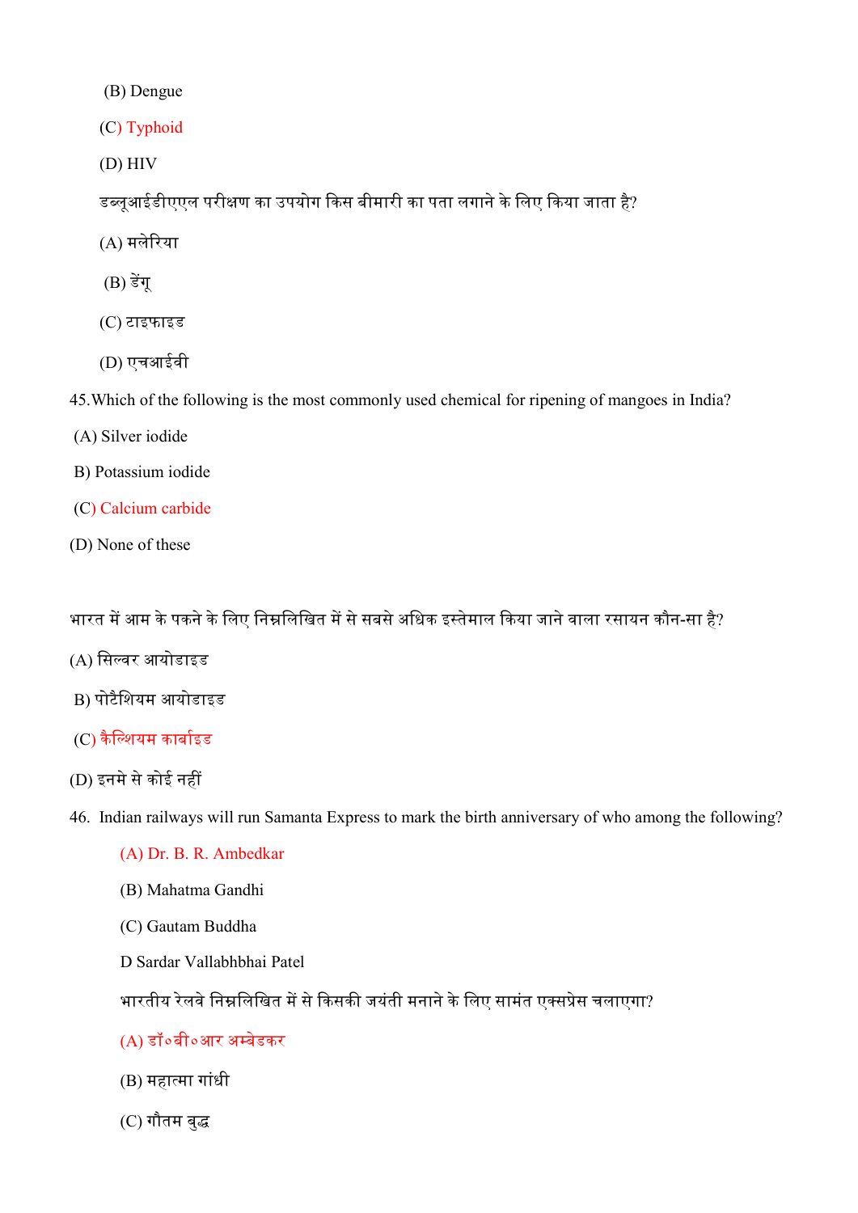(B) Dengue

(C) Typhoid

(D) HIV

डब्लूआईडीएएल परीक्षण का उपयोग किस बीमारी का पता लगाने के लिए किया जाता है?

(A) मलेरिया

(B) डेंगू

(C) टाइफाइड

(D) एचआईवी

45.Which of the following is the most commonly used chemical for ripening of mangoes in India?

(A) Silver iodide

B) Potassium iodide

(C) Calcium carbide

(D) None of these

भारत में आम के पकने के लिए निम्नलिखित में से सबसे अधिक इस्तेमाल किया जाने वाला रसायन कौन-सा है?

(A) सिल्वर आयोडाइड

B) पोटैशियम आयोडाइड

(C) कैल्शियम कार्बाइड

(D) इनमे से कोई नहीं

46. Indian railways will run Samanta Express to mark the birth anniversary of who among the following?

(A) Dr. B. R. Ambedkar

(B) Mahatma Gandhi

(C) Gautam Buddha

D Sardar Vallabhbhai Patel

भारतीय रेलवे निम्नलिखित में से किसकी जयंती मनाने के लिए सामंत एक्सप्रेस चलाएगा?

(A) डॉ०बी०आर अम्बेडकर

(B) महात्मा गांधी

(C) गौतम बुद्ध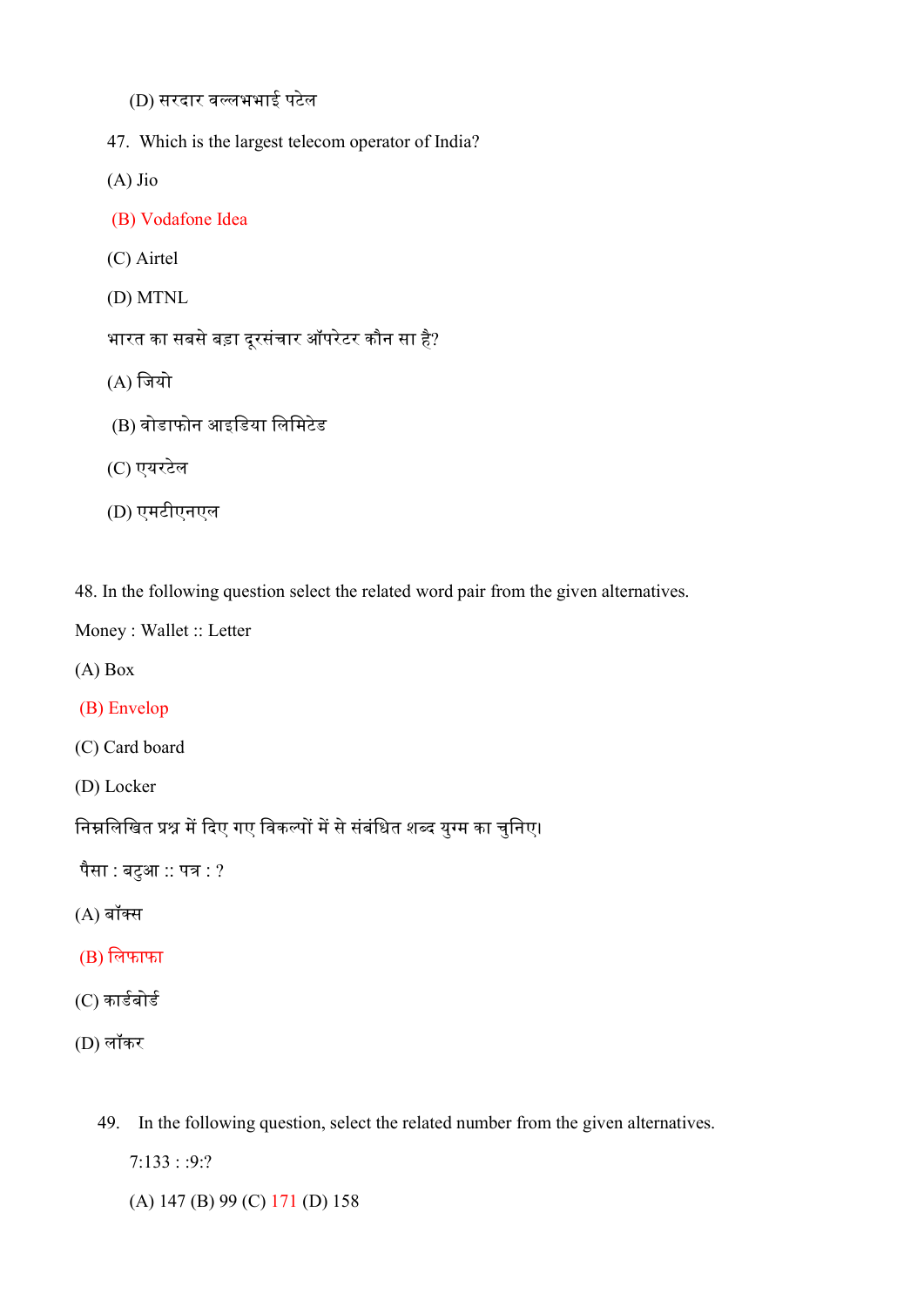(D) सरदार वल्लभभाई पटेल

47. Which is the largest telecom operator of India?

(A) Jio

(B) Vodafone Idea

(C) Airtel

(D) MTNL

भारत का सबसे बड़ा दूरसंचार ऑपरेटर कौन सा है?

(A) जियो

(B) वोडाफोन आइडिया लिमिटेड

(C) एयरटेल

(D) एमटीएनएल

48. In the following question select the related word pair from the given alternatives.

Money : Wallet :: Letter

(A) Box

(B) Envelop

(C) Card board

(D) Locker

निम्नलिखित प्रश्न में दिए गए विकल्पों में से संबंधित शब्द युग्म का चुनिए।

पैसा : बटुआ :: पत्र : ?

(A) बॉक्स

(B) लिफाफा

(C) कार्डबोर्ड

(D) लॉकर

49. In the following question, select the related number from the given alternatives.

7:133 : :9:?

(A) 147 (B) 99 (C) 171 (D) 158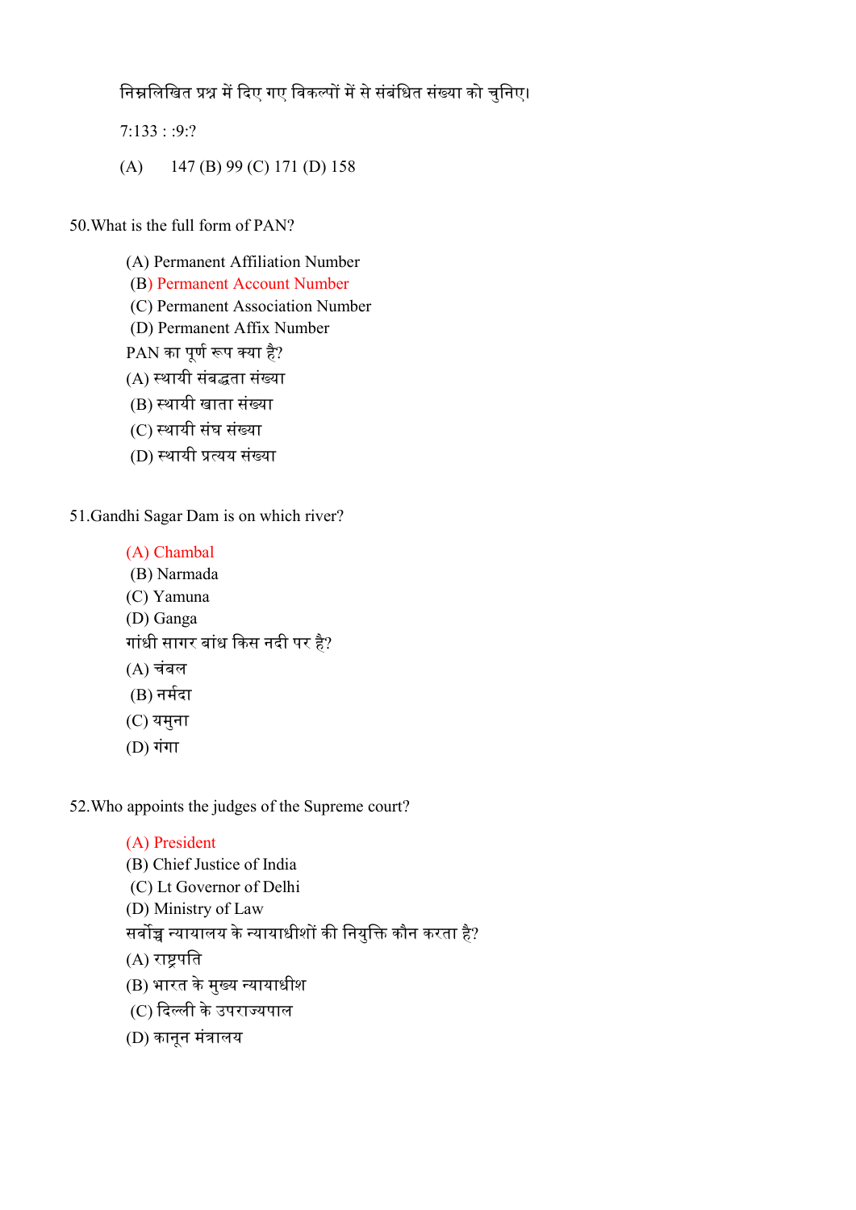निम्नलिखित प्रश्न में दिए गए विकल्पों में से संबंधित संख्या को चुनिए।

7:133 : :9:?

(A) 147 (B) 99 (C) 171 (D) 158

50.What is the full form of PAN?

(A) Permanent Affiliation Number
(B) Permanent Account Number
(C) Permanent Association Number
(D) Permanent Affix Number

PAN का पूर्ण रूप क्या है?

(A) स्थायी संबद्धता संख्या
(B) स्थायी खाता संख्या
(C) स्थायी संघ संख्या
(D) स्थायी प्रत्यय संख्या

51.Gandhi Sagar Dam is on which river?

(A) Chambal
(B) Narmada
(C) Yamuna
(D) Ganga

गांधी सागर बांध किस नदी पर है?

(A) चंबल
(B) नर्मदा
(C) यमुना
(D) गंगा

52.Who appoints the judges of the Supreme court?

(A) President
(B) Chief Justice of India
(C) Lt Governor of Delhi
(D) Ministry of Law

सर्वोच्च न्यायालय के न्यायाधीशों की नियुक्ति कौन करता है?

(A) राष्ट्रपति
(B) भारत के मुख्य न्यायाधीश
(C) दिल्ली के उपराज्यपाल
(D) कानून मंत्रालय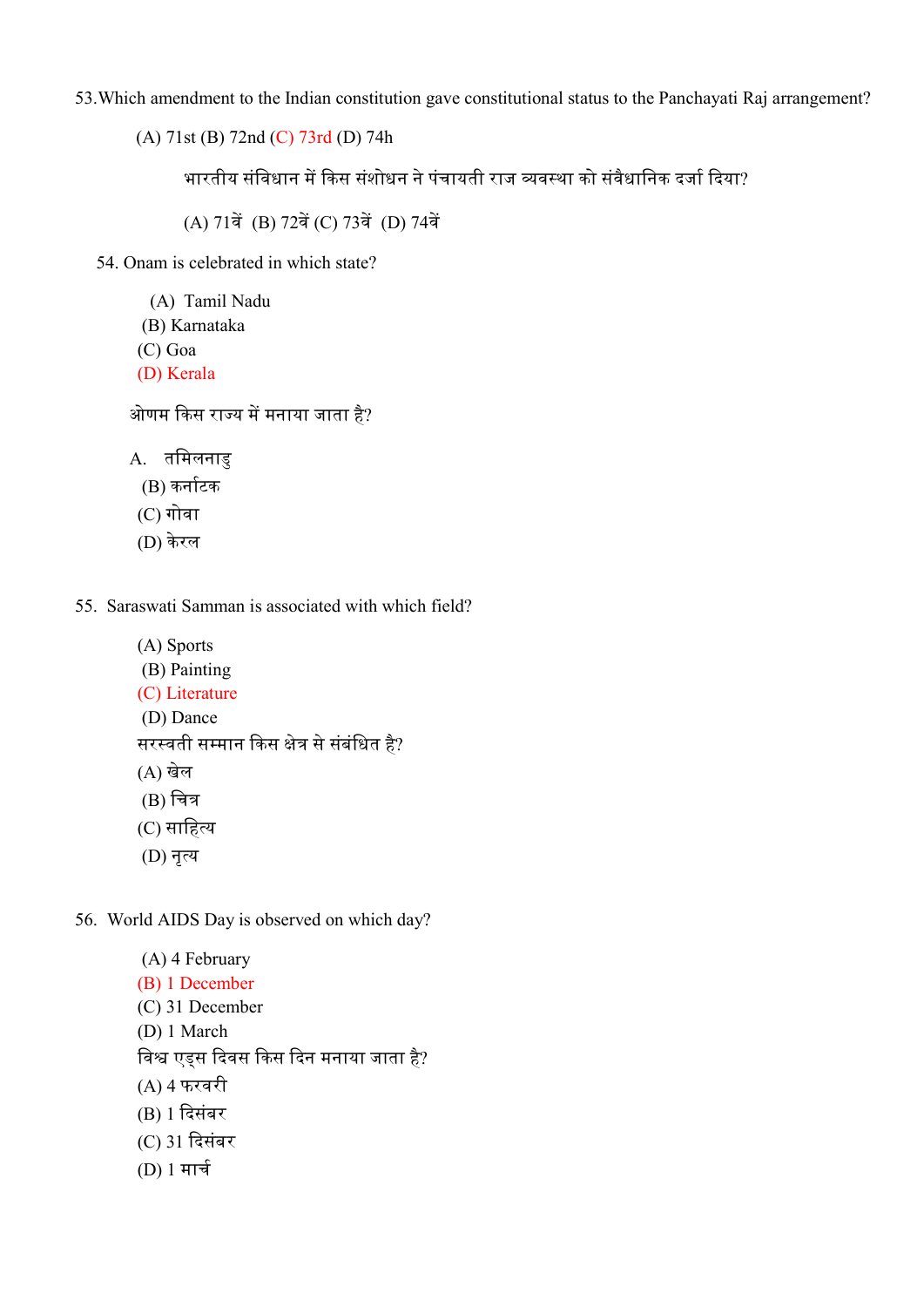53. Which amendment to the Indian constitution gave constitutional status to the Panchayati Raj arrangement?

(A) 71st (B) 72nd (C) 73rd (D) 74h

भारतीय संविधान में किस संशोधन ने पंचायती राज व्यवस्था को संवैधानिक दर्जा दिया?

(A) 71वें (B) 72वें (C) 73वें (D) 74वें

54. Onam is celebrated in which state?

(A) Tamil Nadu
(B) Karnataka
(C) Goa
(D) Kerala

ओणम किस राज्य में मनाया जाता है?

A. तमिलनाडु
(B) कर्नाटक
(C) गोवा
(D) केरल

55. Saraswati Samman is associated with which field?

(A) Sports
(B) Painting
(C) Literature
(D) Dance

सरस्वती सम्मान किस क्षेत्र से संबंधित है?

(A) खेल
(B) चित्र
(C) साहित्य
(D) नृत्य

56. World AIDS Day is observed on which day?

(A) 4 February
(B) 1 December
(C) 31 December
(D) 1 March

विश्व एड्स दिवस किस दिन मनाया जाता है?

(A) 4 फरवरी
(B) 1 दिसंबर
(C) 31 दिसंबर
(D) 1 मार्च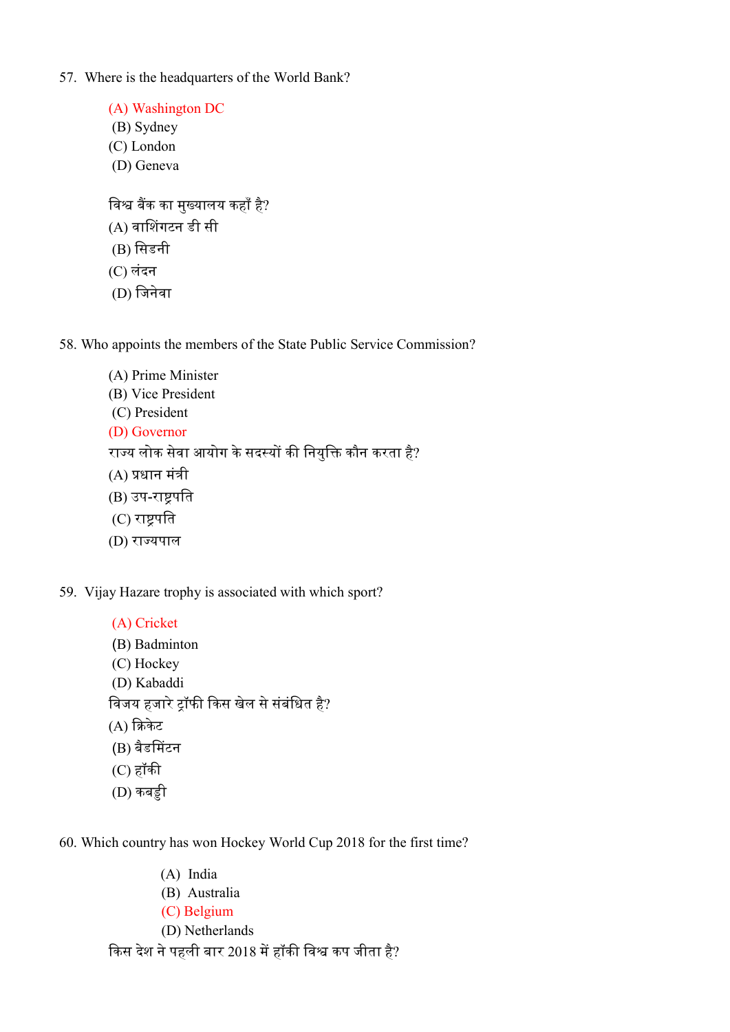57. Where is the headquarters of the World Bank?

(A) Washington DC
(B) Sydney
(C) London
(D) Geneva

विश्व बैंक का मुख्यालय कहाँ है?
(A) वाशिंगटन डी सी
(B) सिडनी
(C) लंदन
(D) जिनेवा

58. Who appoints the members of the State Public Service Commission?

(A) Prime Minister
(B) Vice President
(C) President
(D) Governor

राज्य लोक सेवा आयोग के सदस्यों की नियुक्ति कौन करता है?
(A) प्रधान मंत्री
(B) उप-राष्ट्रपति
(C) राष्ट्रपति
(D) राज्यपाल

59. Vijay Hazare trophy is associated with which sport?

(A) Cricket
(B) Badminton
(C) Hockey
(D) Kabaddi

विजय हजारे ट्रॉफी किस खेल से संबंधित है?
(A) क्रिकेट
(B) बैडमिंटन
(C) हॉकी
(D) कबड्डी

60. Which country has won Hockey World Cup 2018 for the first time?

(A) India
(B) Australia
(C) Belgium
(D) Netherlands

किस देश ने पहली बार 2018 में हॉकी विश्व कप जीता है?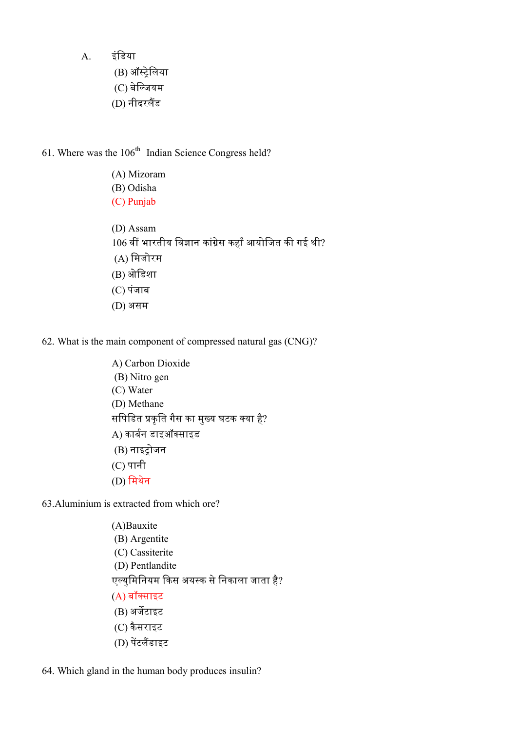A. इंडिया

(B) ऑस्ट्रेलिया

(C) बेल्जियम

(D) नीदरलैंड

61. Where was the 106th Indian Science Congress held?

(A) Mizoram

(B) Odisha

(C) Punjab

(D) Assam

106 वीं भारतीय विज्ञान कांग्रेस कहाँ आयोजित की गई थी?

(A) मिजोरम

(B) ओडिशा

(C) पंजाब

(D) असम

62. What is the main component of compressed natural gas (CNG)?

A) Carbon Dioxide

(B) Nitro gen

(C) Water

(D) Methane

सपिडित प्रकृति गैस का मुख्य घटक क्या है?

A) कार्बन डाइऑक्साइड

(B) नाइट्रोजन

(C) पानी

(D) मिथेन

63.Aluminium is extracted from which ore?

(A)Bauxite

(B) Argentite

(C) Cassiterite

(D) Pentlandite

एल्युमिनियम किस अयस्क से निकाला जाता है?

(A) बॉक्साइट

(B) अर्जेंटाइट

(C) कैसराइट

(D) पेंटलैंडाइट

64. Which gland in the human body produces insulin?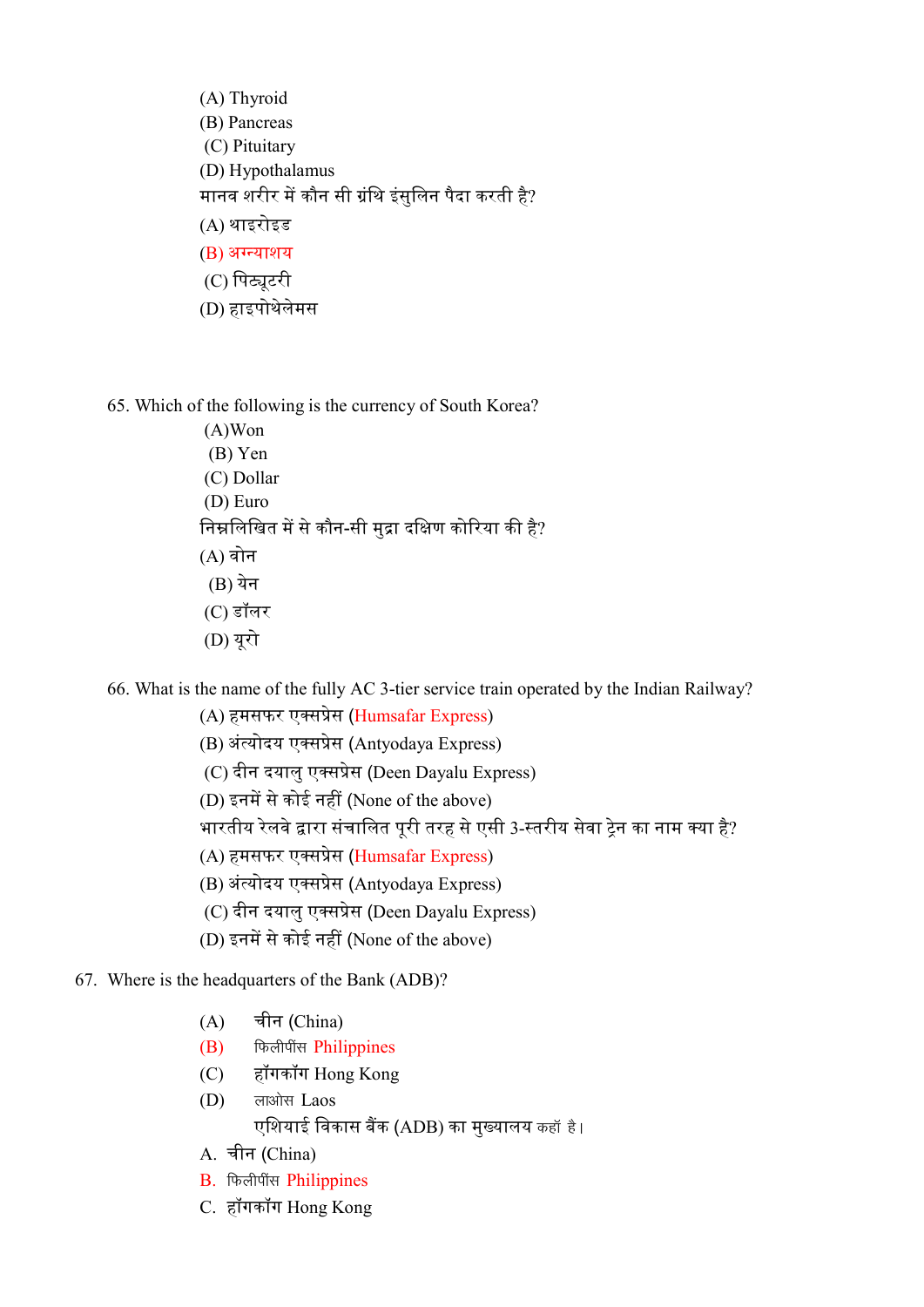(A) Thyroid
(B) Pancreas
(C) Pituitary
(D) Hypothalamus

मानव शरीर में कौन सी ग्रंथि इंसुलिन पैदा करती है?

(A) थाइरोइड
(B) अग्न्याशय
(C) पिट्यूटरी
(D) हाइपोथेलेमस

65. Which of the following is the currency of South Korea?

(A)Won
(B) Yen
(C) Dollar
(D) Euro

निम्नलिखित में से कौन-सी मुद्रा दक्षिण कोरिया की है?

(A) वोन
(B) येन
(C) डॉलर
(D) यूरो

66. What is the name of the fully AC 3-tier service train operated by the Indian Railway?

(A) हमसफर एक्सप्रेस (Humsafar Express)
(B) अंत्योदय एक्सप्रेस (Antyodaya Express)
(C) दीन दयालु एक्सप्रेस (Deen Dayalu Express)
(D) इनमें से कोई नहीं (None of the above)

भारतीय रेलवे द्वारा संचालित पूरी तरह से एसी 3-स्तरीय सेवा ट्रेन का नाम क्या है?

(A) हमसफर एक्सप्रेस (Humsafar Express)
(B) अंत्योदय एक्सप्रेस (Antyodaya Express)
(C) दीन दयालु एक्सप्रेस (Deen Dayalu Express)
(D) इनमें से कोई नहीं (None of the above)

67. Where is the headquarters of the Bank (ADB)?

(A) चीन (China)
(B) फिलीपींस Philippines
(C) हॉंगकॉंग Hong Kong
(D) लाओस Laos

एशियाई विकास बैंक (ADB) का मुख्यालय कहाँ है।

A. चीन (China)
B. फिलीपींस Philippines
C. हॉंगकॉंग Hong Kong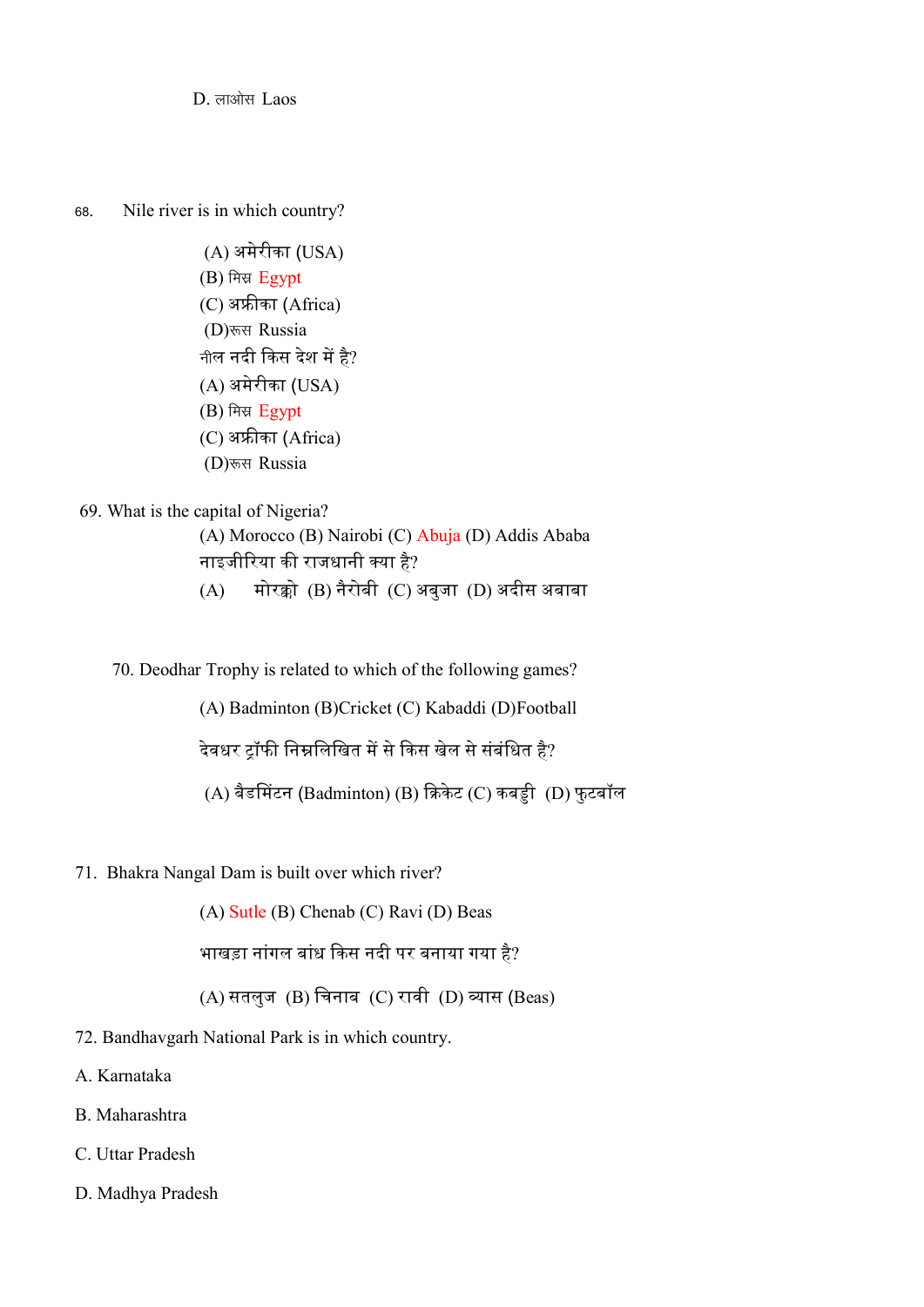D. लाओस Laos

68. Nile river is in which country?

(A) अमेरीका (USA)
(B) मिस्र Egypt
(C) अफ्रीका (Africa)
(D)रूस Russia

नील नदी किस देश में है?

(A) अमेरीका (USA)
(B) मिस्र Egypt
(C) अफ्रीका (Africa)
(D)रूस Russia

69. What is the capital of Nigeria?

(A) Morocco (B) Nairobi (C) Abuja (D) Addis Ababa

नाइजीरिया की राजधानी क्या है?

(A) मोरक्को (B) नैरोबी (C) अबुजा (D) अदीस अबाबा

70. Deodhar Trophy is related to which of the following games?

(A) Badminton (B)Cricket (C) Kabaddi (D)Football

देवधर ट्रॉफी निम्नलिखित में से किस खेल से संबंधित है?

(A) बैडमिंटन (Badminton) (B) क्रिकेट (C) कबड्डी (D) फुटबॉल

71. Bhakra Nangal Dam is built over which river?

(A) Sutle (B) Chenab (C) Ravi (D) Beas

भाखड़ा नांगल बांध किस नदी पर बनाया गया है?

(A) सतलुज (B) चिनाब (C) रावी (D) व्यास (Beas)

72. Bandhavgarh National Park is in which country.

A. Karnataka

B. Maharashtra

C. Uttar Pradesh

D. Madhya Pradesh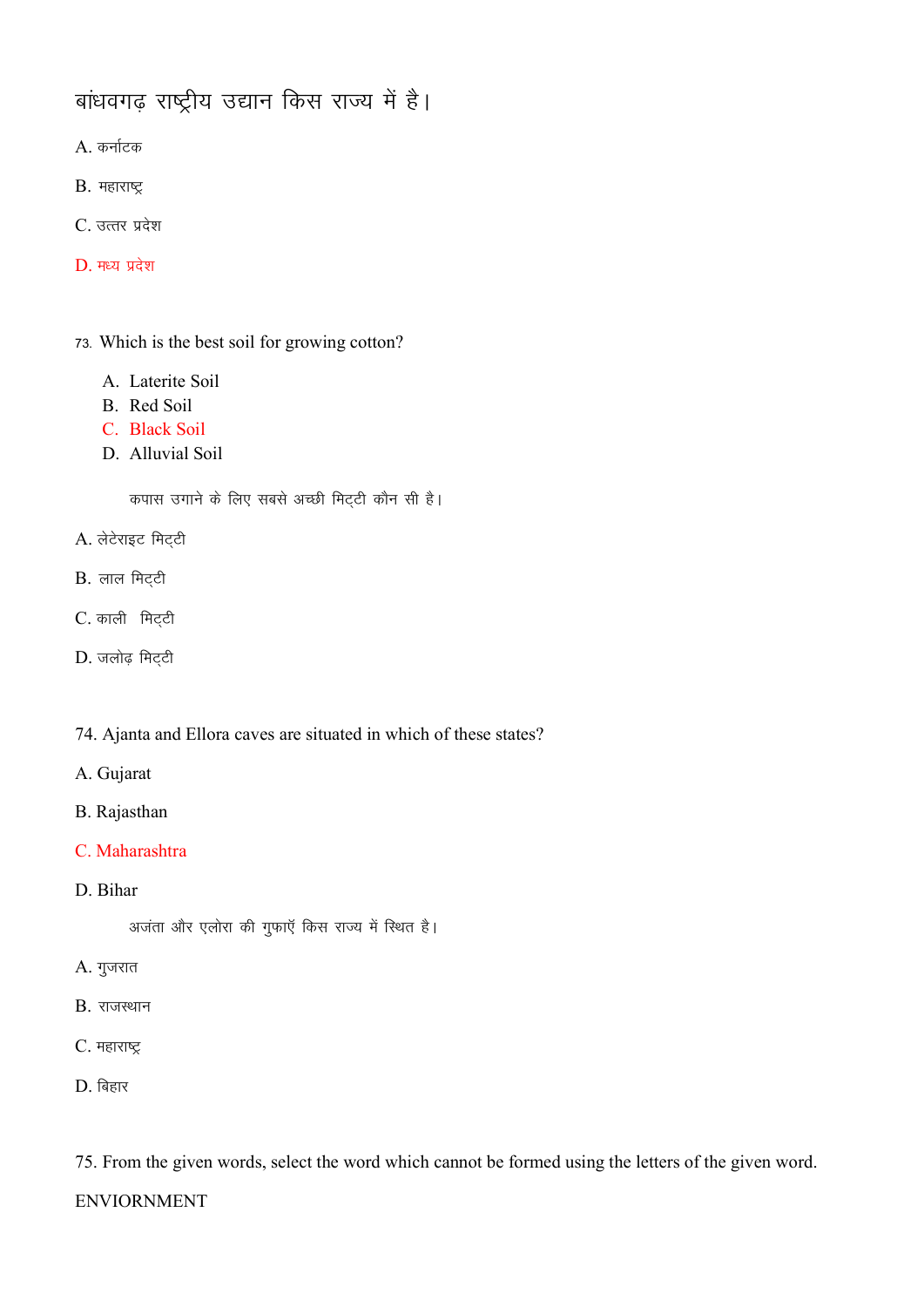बांधवगढ़ राष्ट्रीय उद्यान किस राज्य में है।

A. कर्नाटक

B. महाराष्ट्र

C. उत्तर प्रदेश

D. मध्य प्रदेश

73. Which is the best soil for growing cotton?

A. Laterite Soil
B. Red Soil
C. Black Soil
D. Alluvial Soil

कपास उगाने के लिए सबसे अच्छी मिट्टी कौन सी है।

A. लेटेराइट मिट्टी

B. लाल मिट्टी

C. काली मिट्टी

D. जलोढ़ मिट्टी

74. Ajanta and Ellora caves are situated in which of these states?

A. Gujarat

B. Rajasthan

C. Maharashtra

D. Bihar

अजंता और एलोरा की गुफाएँ किस राज्य में स्थित है।

A. गुजरात

B. राजस्थान

C. महाराष्ट्र

D. बिहार

75. From the given words, select the word which cannot be formed using the letters of the given word.

ENVIORNMENT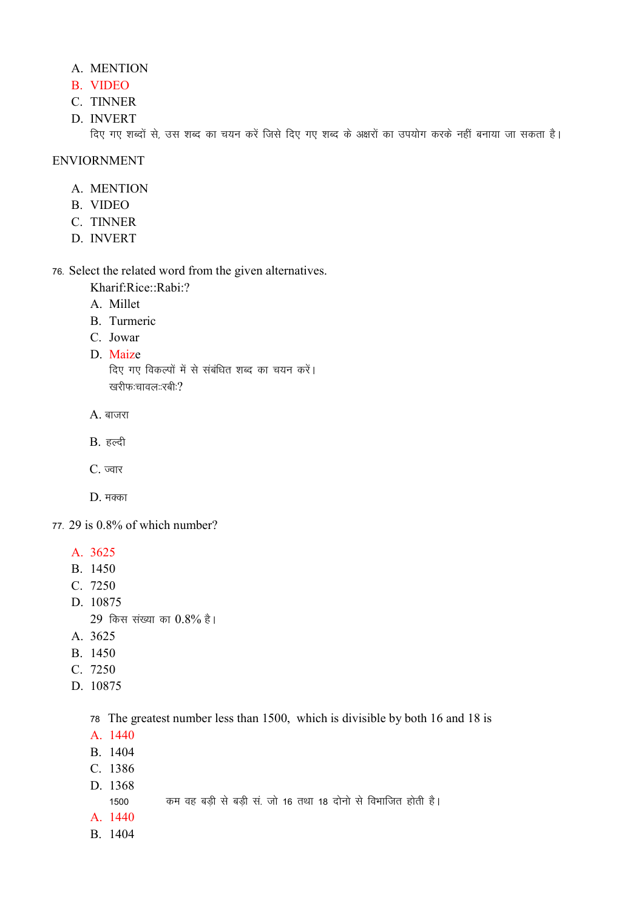A. MENTION
B. VIDEO
C. TINNER
D. INVERT

दिए गए शब्दों से, उस शब्द का चयन करें जिसे दिए गए शब्द के अक्षरों का उपयोग करके नहीं बनाया जा सकता है।

ENVIORNMENT

A. MENTION
B. VIDEO
C. TINNER
D. INVERT

76. Select the related word from the given alternatives.

Kharif:Rice::Rabi:?

A. Millet
B. Turmeric
C. Jowar
D. Maize

दिए गए विकल्पों में से संबंधित शब्द का चयन करें।

खरीफ:चावल::रबी:?

A. बाजरा

B. हल्दी

C. ज्वार

D. मक्का

77. 29 is 0.8% of which number?

A. 3625
B. 1450
C. 7250
D. 10875

29 किस संख्या का 0.8% है।

A. 3625
B. 1450
C. 7250
D. 10875

78 The greatest number less than 1500, which is divisible by both 16 and 18 is

A. 1440
B. 1404
C. 1386
D. 1368

1500 कम वह बड़ी से बड़ी सं. जो 16 तथा 18 दोनो से विभाजित होती है।

A. 1440
B. 1404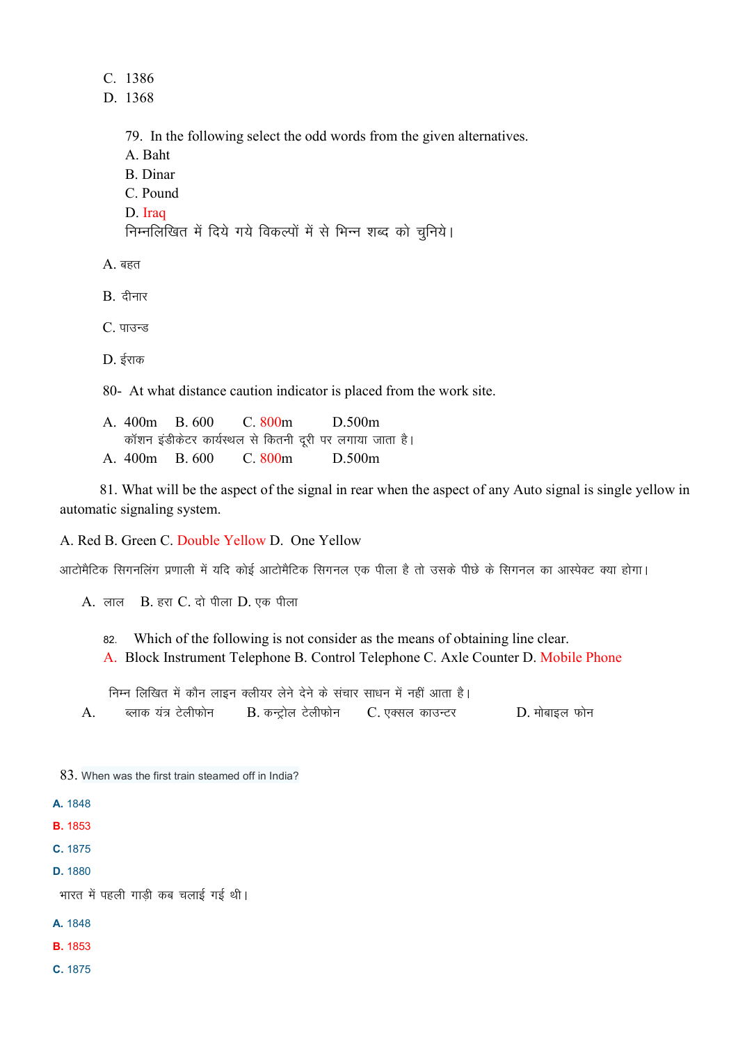C. 1386
D. 1368

79. In the following select the odd words from the given alternatives.
A. Baht
B. Dinar
C. Pound
D. Iraq
निम्नलिखित में दिये गये विकल्पों में से भिन्न शब्द को चुनिये।

A. बहत

B. दीनार

C. पाउन्ड

D. ईराक

80- At what distance caution indicator is placed from the work site.

A. 400m B. 600 C. 800m D.500m
कॉशन इंडीकेटर कार्यस्थल से कितनी दूरी पर लगाया जाता है।
A. 400m B. 600 C. 800m D.500m

81. What will be the aspect of the signal in rear when the aspect of any Auto signal is single yellow in automatic signaling system.

A. Red B. Green C. Double Yellow D. One Yellow

आटोमैटिक सिगनलिंग प्रणाली में यदि कोई आटोमैटिक सिगनल एक पीला है तो उसके पीछे के सिगनल का आस्पेक्ट क्या होगा।

A. लाल B. हरा C. दो पीला D. एक पीला

82. Which of the following is not consider as the means of obtaining line clear.
A. Block Instrument Telephone B. Control Telephone C. Axle Counter D. Mobile Phone

निम्न लिखित में कौन लाइन क्लीयर लेने देने के संचार साधन में नहीं आता है।
A. ब्लाक यंत्र टेलीफोन B. कन्ट्रोल टेलीफोन C. एक्सल काउन्टर D. मोबाइल फोन

83. When was the first train steamed off in India?

**A.** 1848

**B.** 1853

**C.** 1875

**D.** 1880

भारत में पहली गाड़ी कब चलाई गई थी।

**A.** 1848

**B.** 1853

**C.** 1875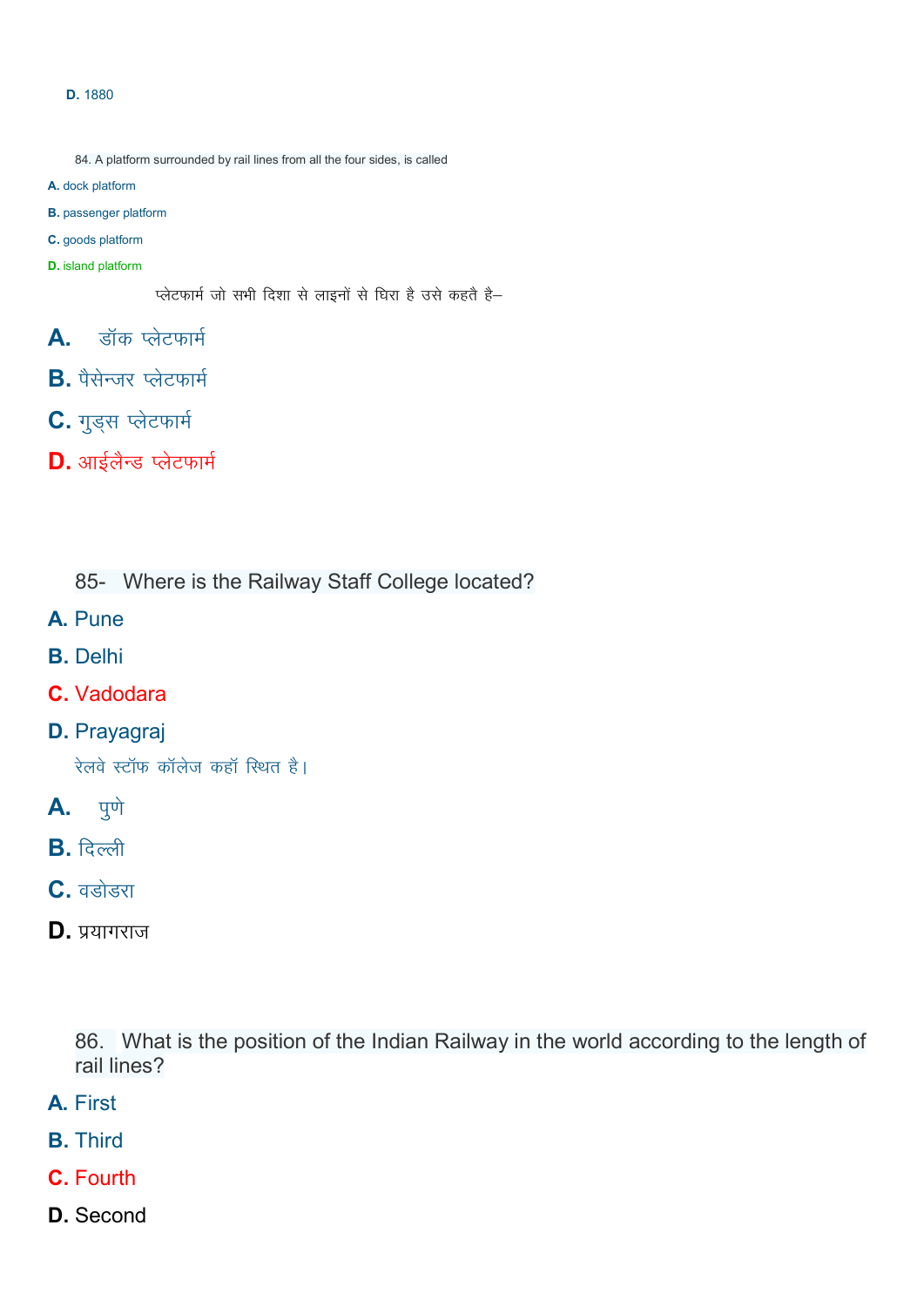**D.** 1880

84. A platform surrounded by rail lines from all the four sides, is called

**A.** dock platform

**B.** passenger platform

**C.** goods platform

**D.** island platform

प्लेटफार्म जो सभी दिशा से लाइनों से घिरा है उसे कहतै है–

**A.** डॉक प्लेटफार्म

**B.** पैसेन्जर प्लेटफार्म

**C.** गुड्स प्लेटफार्म

**D.** आईलैन्ड प्लेटफार्म

85- Where is the Railway Staff College located?

**A.** Pune

**B.** Delhi

**C.** Vadodara

**D.** Prayagraj

रेलवे स्टॉफ कॉलेज कहॉ स्थित है।

**A.** पुणे

**B.** दिल्ली

**C.** वडोडरा

**D.** प्रयागराज

86. What is the position of the Indian Railway in the world according to the length of rail lines?

**A.** First

**B.** Third

**C.** Fourth

**D.** Second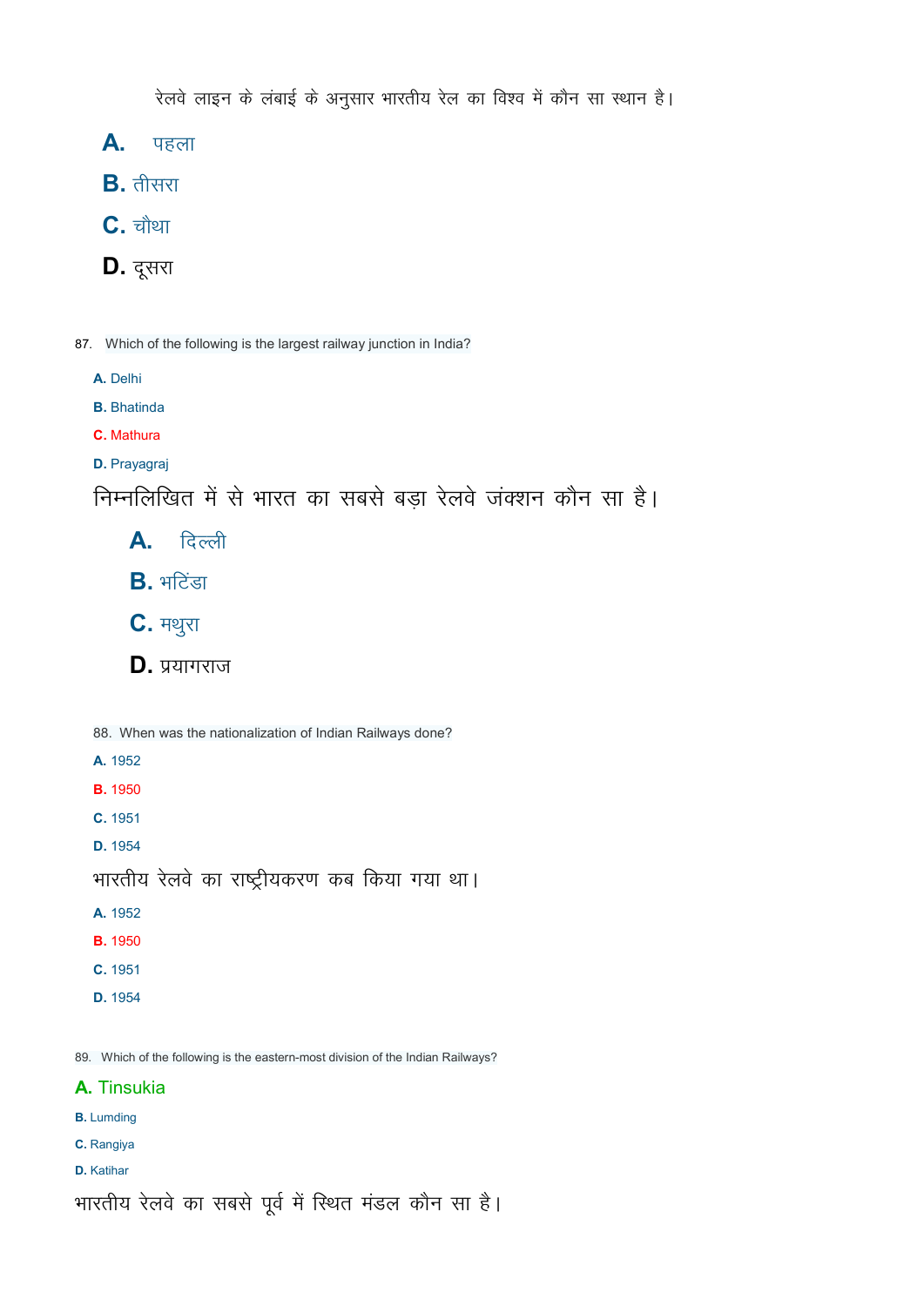रेलवे लाइन के लंबाई के अनुसार भारतीय रेल का विश्व में कौन सा स्थान है।

**A.** पहला

**B.** तीसरा

**C.** चौथा

**D.** दूसरा

87. Which of the following is the largest railway junction in India?

**A.** Delhi

**B.** Bhatinda

**C.** Mathura

**D.** Prayagraj

निम्नलिखित में से भारत का सबसे बड़ा रेलवे जंक्शन कौन सा है।

**A.** दिल्ली

**B.** भटिंडा

**C.** मथुरा

**D.** प्रयागराज

88. When was the nationalization of Indian Railways done?

**A.** 1952

**B.** 1950

**C.** 1951

**D.** 1954

भारतीय रेलवे का राष्ट्रीयकरण कब किया गया था।

**A.** 1952

**B.** 1950

**C.** 1951

**D.** 1954

89. Which of the following is the eastern-most division of the Indian Railways?

**A.** Tinsukia

**B.** Lumding

**C.** Rangiya

**D.** Katihar

भारतीय रेलवे का सबसे पूर्व में स्थित मंडल कौन सा है।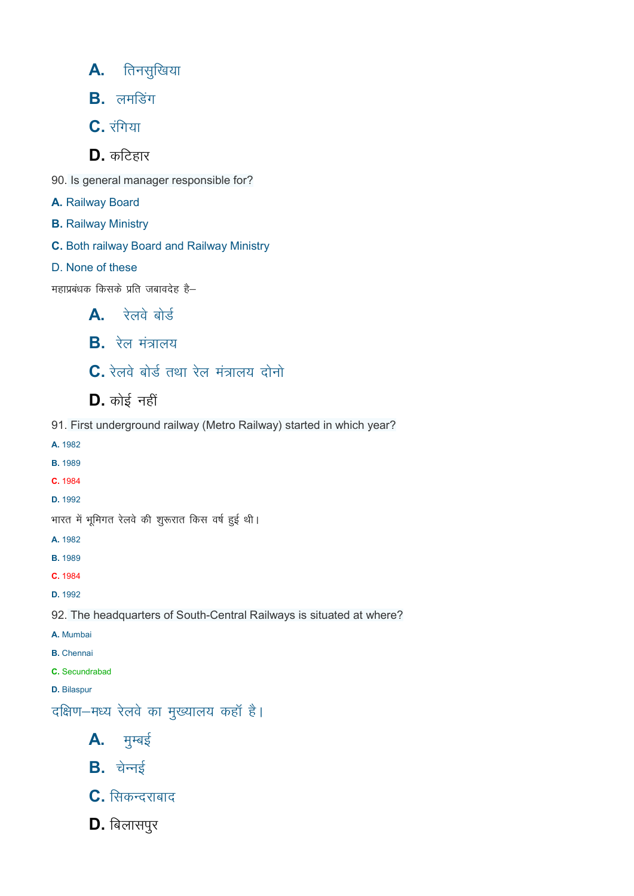**A.** तिनसुखिया

**B.** लमडिंग

**C.** रंगिया

**D.** कटिहार

90. Is general manager responsible for?

**A.** Railway Board

**B.** Railway Ministry

**C.** Both railway Board and Railway Ministry

D. None of these

महाप्रबंधक किसके प्रति जबावदेह है–

**A.** रेलवे बोर्ड

**B.** रेल मंत्रालय

**C.** रेलवे बोर्ड तथा रेल मंत्रालय दोनो

**D.** कोई नहीं

91. First underground railway (Metro Railway) started in which year?

**A.** 1982

**B.** 1989

**C.** 1984

**D.** 1992

भारत में भूमिगत रेलवे की शुरूरात किस वर्ष हुई थी।

**A.** 1982

**B.** 1989

**C.** 1984

**D.** 1992

92. The headquarters of South-Central Railways is situated at where?

**A.** Mumbai

**B.** Chennai

**C.** Secundrabad

**D.** Bilaspur

दक्षिण–मध्य रेलवे का मुख्यालय कहॉ है।

**A.** मुम्बई

**B.** चेन्नई

**C.** सिकन्दराबाद

**D.** बिलासपुर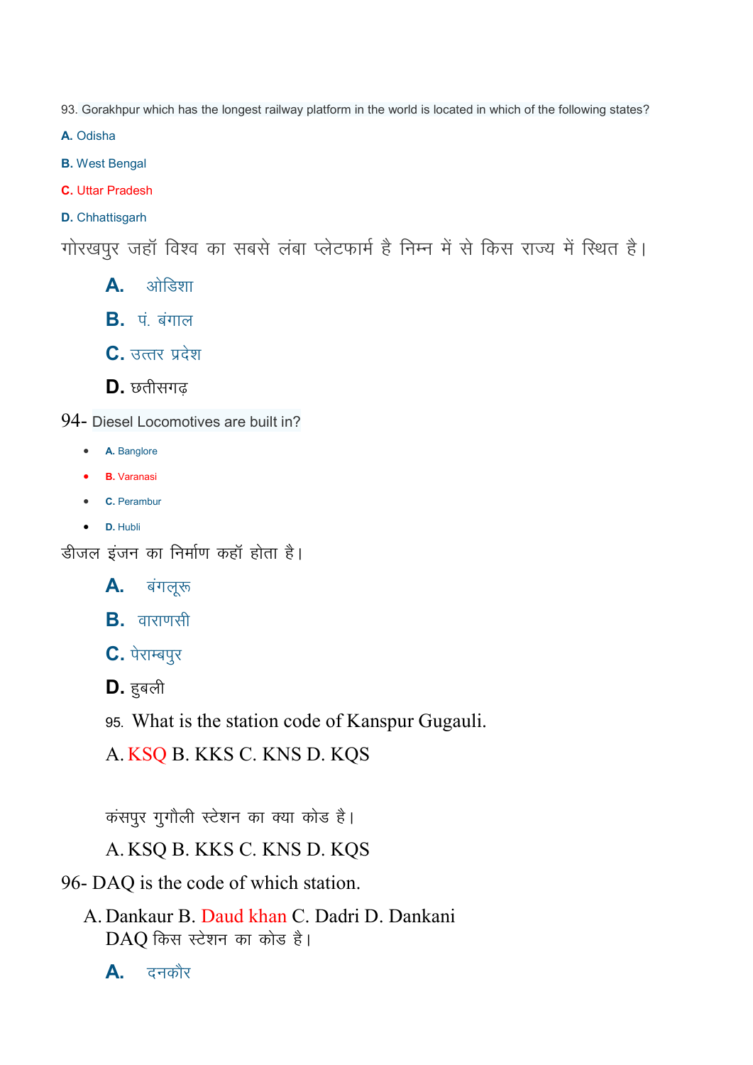93. Gorakhpur which has the longest railway platform in the world is located in which of the following states?

**A.** Odisha

**B.** West Bengal

**C.** Uttar Pradesh

**D.** Chhattisgarh

गोरखपुर जहॉ विश्व का सबसे लंबा प्लेटफार्म है निम्न में से किस राज्य में स्थित है।

**A.** ओडिशा

**B.** पं. बंगाल

**C.** उत्तर प्रदेश

**D.** छतीसगढ़

94- Diesel Locomotives are built in?

- **A.** Banglore
- **B.** Varanasi
- **C.** Perambur
- **D.** Hubli

डीजल इंजन का निर्माण कहॉ होता है।

**A.** बंगलूरू

**B.** वाराणसी

**C.** पेराम्बपुर

**D.** हुबली

95. What is the station code of Kanspur Gugauli.

A. KSQ B. KKS C. KNS D. KQS

कंसपुर गुगौली स्टेशन का क्या कोड है।

A. KSQ B. KKS C. KNS D. KQS

96- DAQ is the code of which station.

A. Dankaur B. Daud khan C. Dadri D. Dankani

DAQ किस स्टेशन का कोड है।

**A.** दनकौर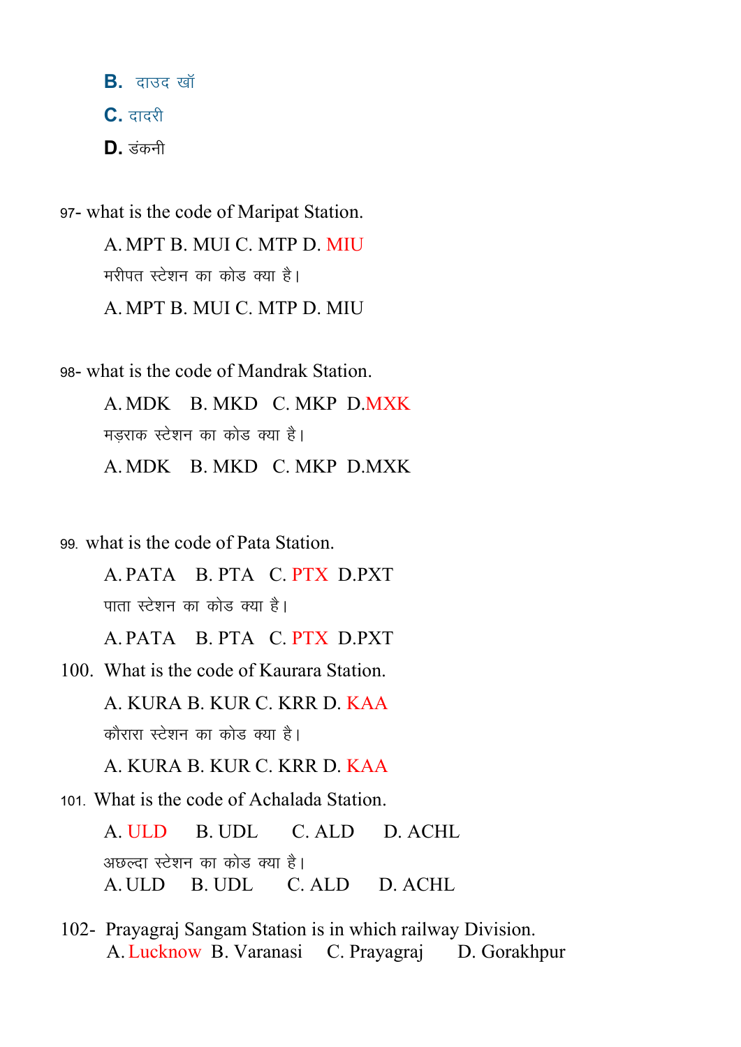**B.** दाउद खॉ

**C.** दादरी

**D.** डंकनी

97- what is the code of Maripat Station.

A. MPT B. MUI C. MTP D. MIU

मरीपत स्टेशन का कोड क्या है।

A. MPT B. MUI C. MTP D. MIU

98- what is the code of Mandrak Station.

A. MDK B. MKD C. MKP D.MXK

मड़राक स्टेशन का कोड क्या है।

A. MDK B. MKD C. MKP D.MXK

99. what is the code of Pata Station.

A. PATA B. PTA C. PTX D.PXT

पाता स्टेशन का कोड क्या है।

A. PATA B. PTA C. PTX D.PXT

100. What is the code of Kaurara Station.

A. KURA B. KUR C. KRR D. KAA

कौरारा स्टेशन का कोड क्या है।

A. KURA B. KUR C. KRR D. KAA

101. What is the code of Achalada Station.

A. ULD B. UDL C. ALD D. ACHL

अछल्दा स्टेशन का कोड क्या है।

A. ULD B. UDL C. ALD D. ACHL

102- Prayagraj Sangam Station is in which railway Division.

A. Lucknow B. Varanasi C. Prayagraj D. Gorakhpur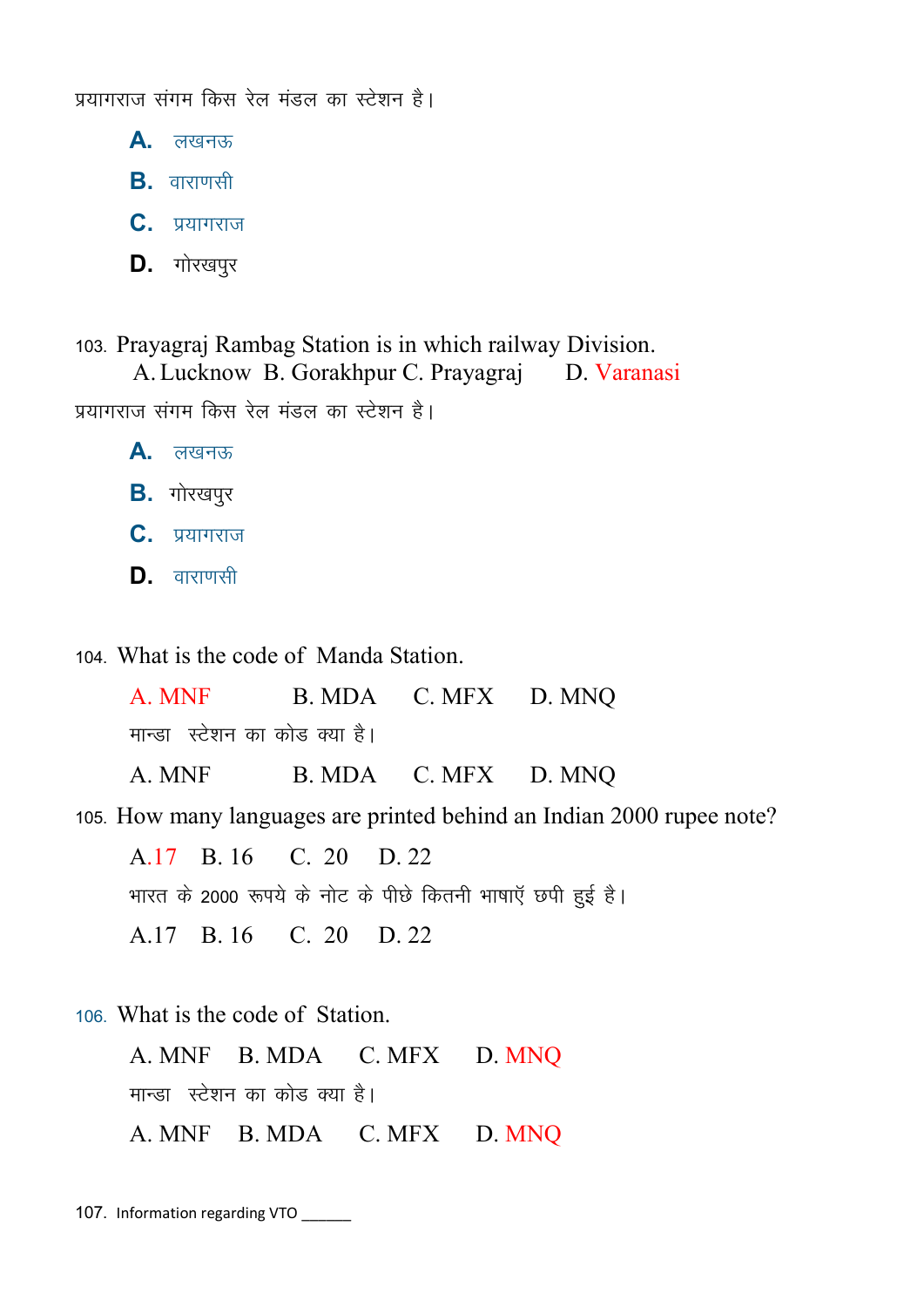प्रयागराज संगम किस रेल मंडल का स्टेशन है।

**A.** लखनऊ

**B.** वाराणसी

**C.** प्रयागराज

**D.** गोरखपुर

103. Prayagraj Rambag Station is in which railway Division.

A. Lucknow B. Gorakhpur C. Prayagraj D. Varanasi

प्रयागराज संगम किस रेल मंडल का स्टेशन है।

**A.** लखनऊ

**B.** गोरखपुर

**C.** प्रयागराज

**D.** वाराणसी

104. What is the code of Manda Station.

A. MNF B. MDA C. MFX D. MNQ

मान्डा स्टेशन का कोड क्या है।

A. MNF B. MDA C. MFX D. MNQ

105. How many languages are printed behind an Indian 2000 rupee note?

A.17 B. 16 C. 20 D. 22

भारत के 2000 रूपये के नोट के पीछे कितनी भाषाएँ छपी हुई है।

A.17 B. 16 C. 20 D. 22

106. What is the code of Station.

A. MNF B. MDA C. MFX D. MNQ

मान्डा स्टेशन का कोड क्या है।

A. MNF B. MDA C. MFX D. MNQ

107. Information regarding VTO ______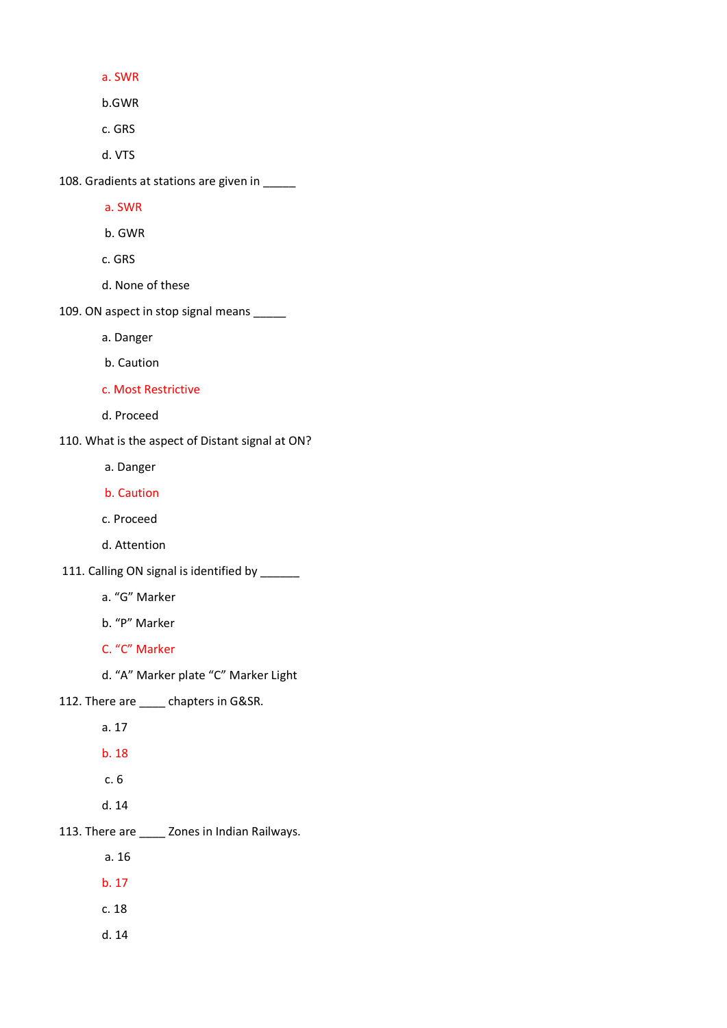a. SWR

b.GWR

c. GRS

d. VTS

108. Gradients at stations are given in _____

a. SWR

b. GWR

c. GRS

d. None of these

109. ON aspect in stop signal means _____

a. Danger

b. Caution

c. Most Restrictive

d. Proceed

110. What is the aspect of Distant signal at ON?

a. Danger

b. Caution

c. Proceed

d. Attention

111. Calling ON signal is identified by ______

a. “G” Marker

b. “P” Marker

C. “C” Marker

d. “A” Marker plate “C” Marker Light

112. There are ____ chapters in G&SR.

a. 17

b. 18

c. 6

d. 14

113. There are ____ Zones in Indian Railways.

a. 16

b. 17

c. 18

d. 14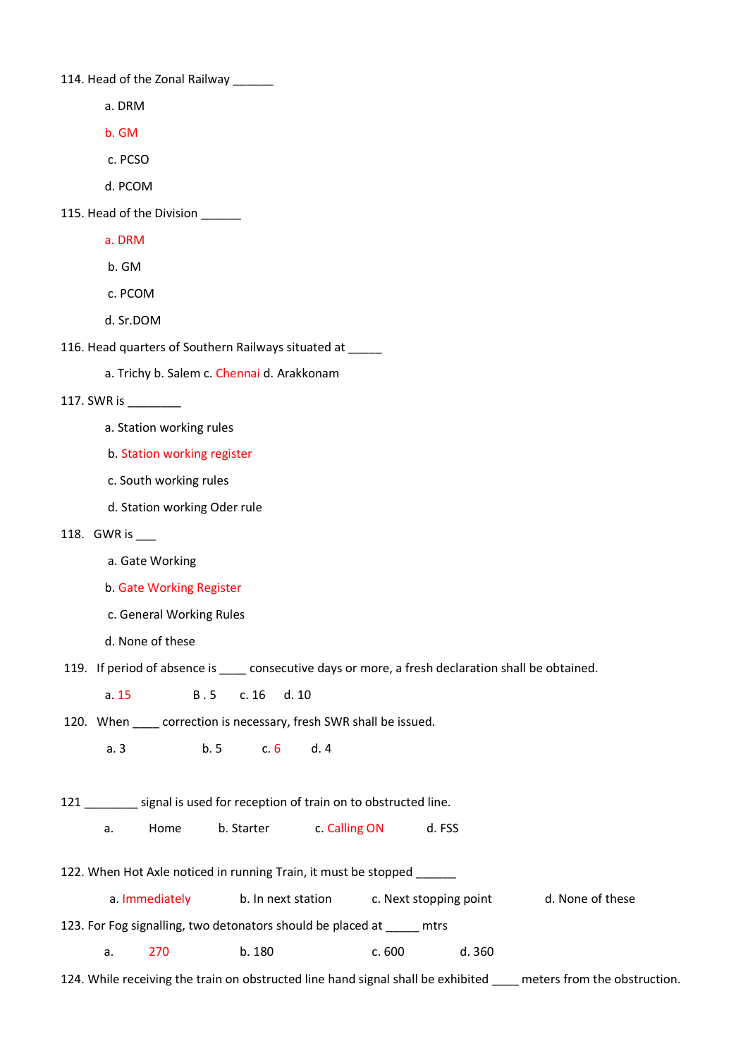114. Head of the Zonal Railway ______

a. DRM

b. GM

c. PCSO

d. PCOM

115. Head of the Division ______

a. DRM

b. GM

c. PCOM

d. Sr.DOM

116. Head quarters of Southern Railways situated at _____

a. Trichy b. Salem c. Chennai d. Arakkonam

117. SWR is ________

a. Station working rules

b. Station working register

c. South working rules

d. Station working Oder rule

118. GWR is ___

a. Gate Working

b. Gate Working Register

c. General Working Rules

d. None of these

119. If period of absence is ____ consecutive days or more, a fresh declaration shall be obtained.

a. 15 B . 5 c. 16 d. 10

120. When ____ correction is necessary, fresh SWR shall be issued.

a. 3 b. 5 c. 6 d. 4

121 ________ signal is used for reception of train on to obstructed line.

a. Home b. Starter c. Calling ON d. FSS

122. When Hot Axle noticed in running Train, it must be stopped ______

a. Immediately b. In next station c. Next stopping point d. None of these

123. For Fog signalling, two detonators should be placed at _____ mtrs

a. 270 b. 180 c. 600 d. 360

124. While receiving the train on obstructed line hand signal shall be exhibited ____ meters from the obstruction.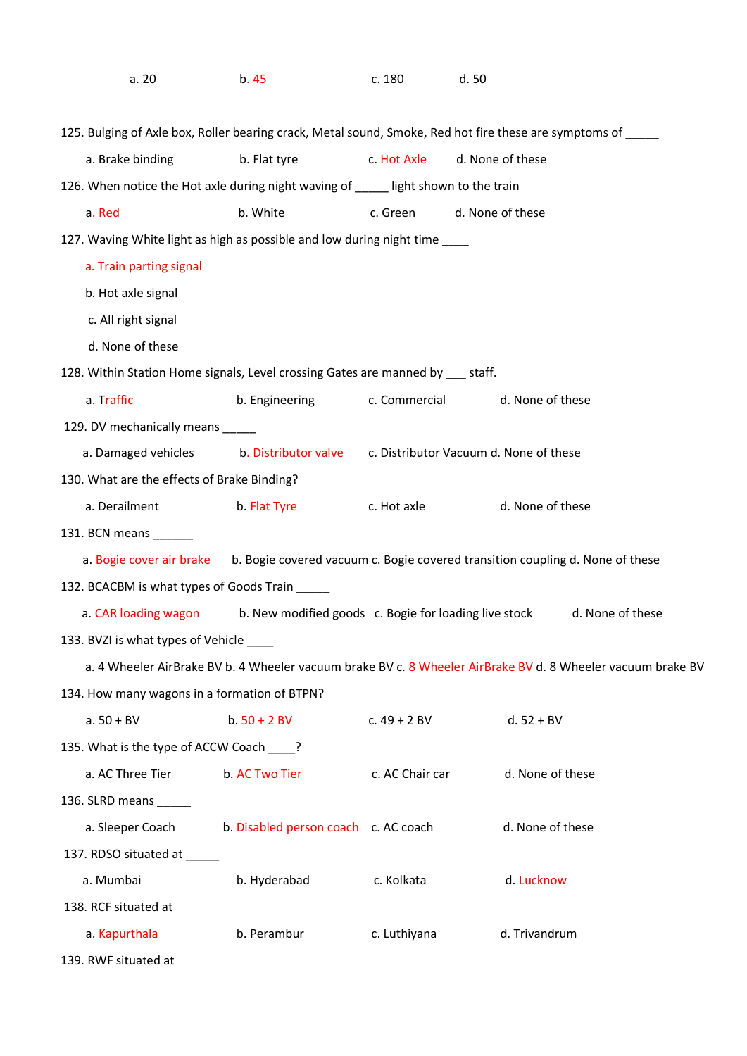a. 20    b. 45    c. 180    d. 50

125. Bulging of Axle box, Roller bearing crack, Metal sound, Smoke, Red hot fire these are symptoms of _____

a. Brake binding    b. Flat tyre    c. Hot Axle    d. None of these

126. When notice the Hot axle during night waving of _____ light shown to the train

a. Red    b. White    c. Green    d. None of these

127. Waving White light as high as possible and low during night time ____

a. Train parting signal

b. Hot axle signal

c. All right signal

d. None of these

128. Within Station Home signals, Level crossing Gates are manned by ___ staff.

a. Traffic    b. Engineering    c. Commercial    d. None of these

129. DV mechanically means _____

a. Damaged vehicles    b. Distributor valve    c. Distributor Vacuum d. None of these

130. What are the effects of Brake Binding?

a. Derailment    b. Flat Tyre    c. Hot axle    d. None of these

131. BCN means ______

a. Bogie cover air brake    b. Bogie covered vacuum c. Bogie covered transition coupling d. None of these

132. BCACBM is what types of Goods Train _____

a. CAR loading wagon    b. New modified goods    c. Bogie for loading live stock    d. None of these

133. BVZI is what types of Vehicle ____

a. 4 Wheeler AirBrake BV b. 4 Wheeler vacuum brake BV c. 8 Wheeler AirBrake BV d. 8 Wheeler vacuum brake BV

134. How many wagons in a formation of BTPN?

a. 50 + BV    b. 50 + 2 BV    c. 49 + 2 BV    d. 52 + BV

135. What is the type of ACCW Coach ____?

a. AC Three Tier    b. AC Two Tier    c. AC Chair car    d. None of these

136. SLRD means _____

a. Sleeper Coach    b. Disabled person coach    c. AC coach    d. None of these

137. RDSO situated at _____

a. Mumbai    b. Hyderabad    c. Kolkata    d. Lucknow

138. RCF situated at

a. Kapurthala    b. Perambur    c. Luthiyana    d. Trivandrum

139. RWF situated at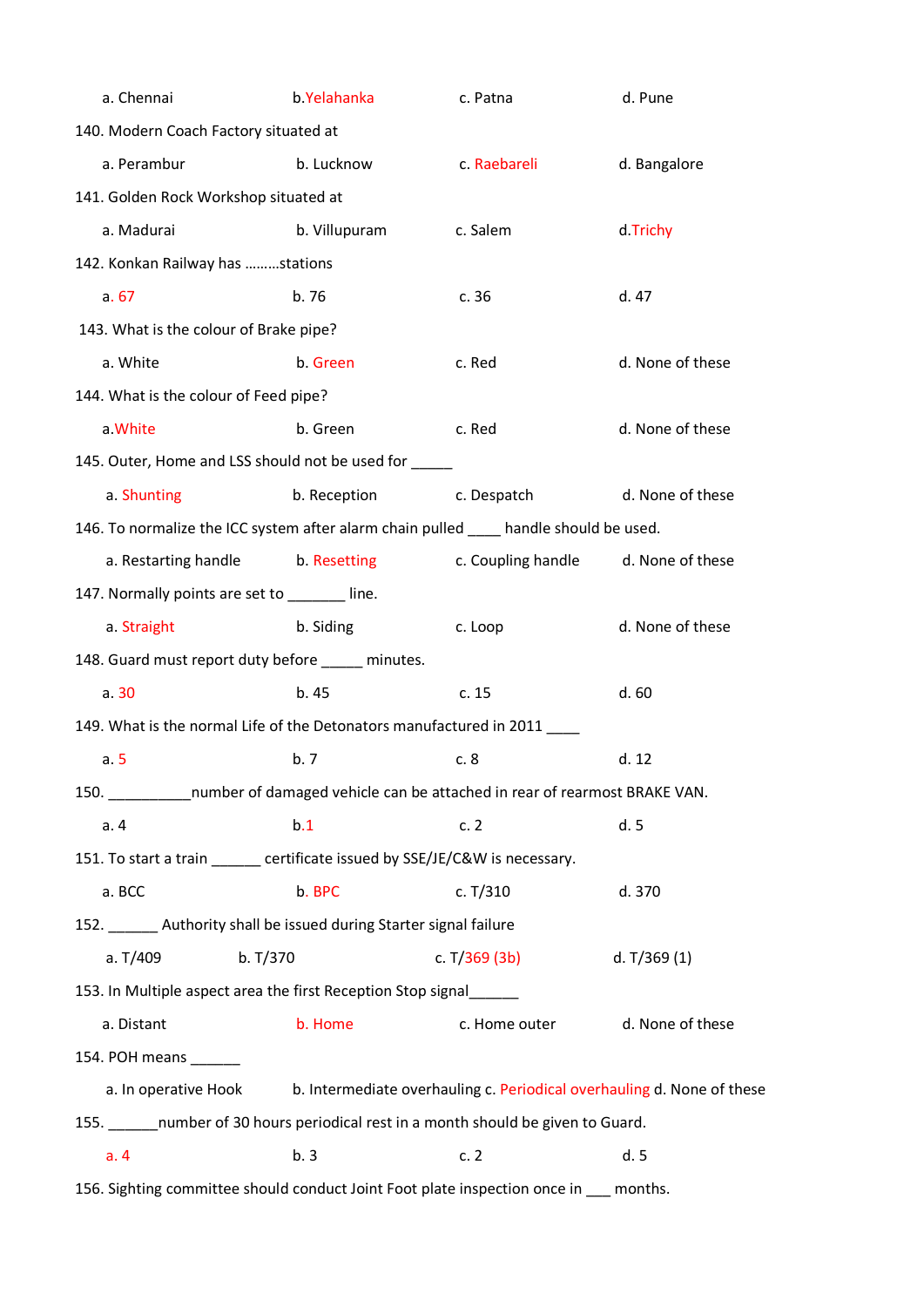a. Chennai b.Yelahanka c. Patna d. Pune

140. Modern Coach Factory situated at

a. Perambur b. Lucknow c. Raebareli d. Bangalore

141. Golden Rock Workshop situated at

a. Madurai b. Villupuram c. Salem d.Trichy

142. Konkan Railway has .........stations

a. 67 b. 76 c. 36 d. 47

143. What is the colour of Brake pipe?

a. White b. Green c. Red d. None of these

144. What is the colour of Feed pipe?

a.White b. Green c. Red d. None of these

145. Outer, Home and LSS should not be used for _____

a. Shunting b. Reception c. Despatch d. None of these

146. To normalize the ICC system after alarm chain pulled ____ handle should be used.

a. Restarting handle b. Resetting c. Coupling handle d. None of these

147. Normally points are set to _______ line.

a. Straight b. Siding c. Loop d. None of these

148. Guard must report duty before _____ minutes.

a. 30 b. 45 c. 15 d. 60

149. What is the normal Life of the Detonators manufactured in 2011 ____

a. 5 b. 7 c. 8 d. 12

150. ___________number of damaged vehicle can be attached in rear of rearmost BRAKE VAN.

a. 4 b.1 c. 2 d. 5

151. To start a train ______ certificate issued by SSE/JE/C&W is necessary.

a. BCC b. BPC c. T/310 d. 370

152. ______ Authority shall be issued during Starter signal failure

a. T/409 b. T/370 c. T/369 (3b) d. T/369 (1)

153. In Multiple aspect area the first Reception Stop signal______

a. Distant b. Home c. Home outer d. None of these

154. POH means ______

a. In operative Hook b. Intermediate overhauling c. Periodical overhauling d. None of these

155. ______number of 30 hours periodical rest in a month should be given to Guard.

a. 4 b. 3 c. 2 d. 5

156. Sighting committee should conduct Joint Foot plate inspection once in ___ months.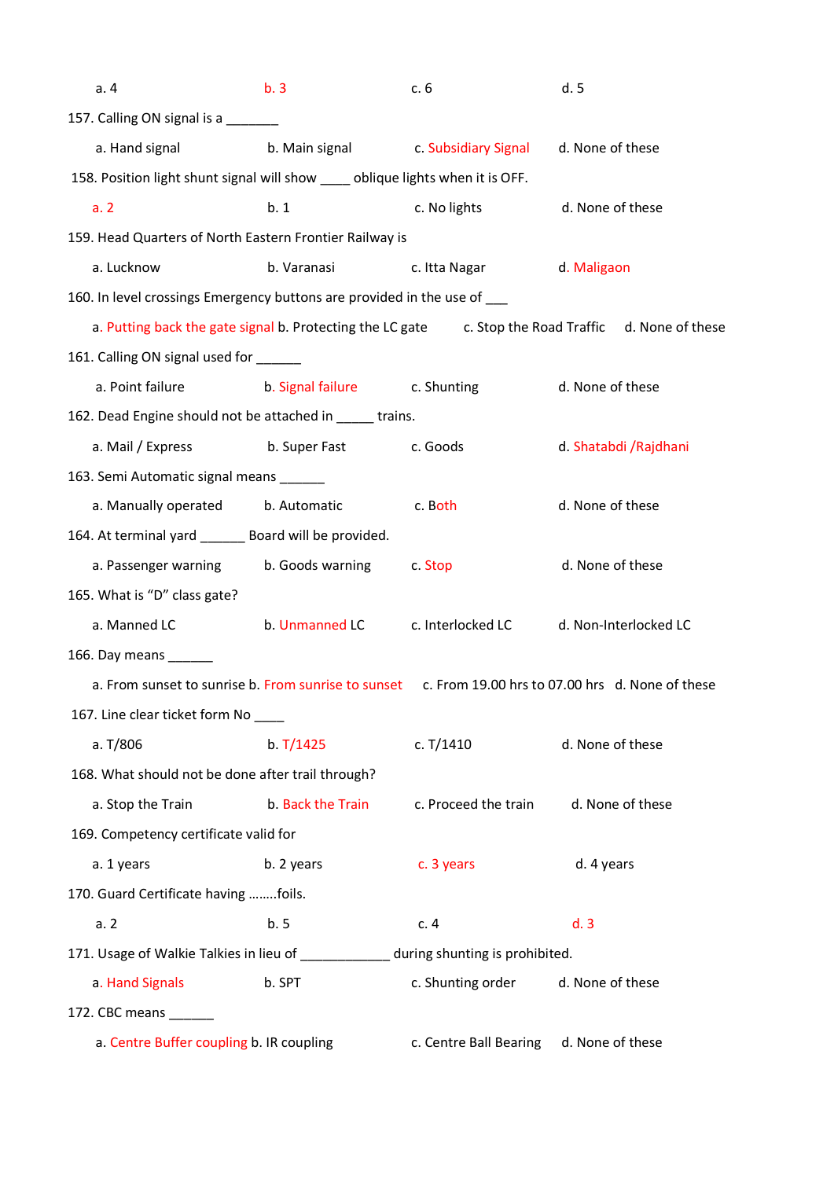a. 4 b. 3 c. 6 d. 5

157. Calling ON signal is a _______

a. Hand signal b. Main signal c. Subsidiary Signal d. None of these

158. Position light shunt signal will show ____ oblique lights when it is OFF.

a. 2 b. 1 c. No lights d. None of these

159. Head Quarters of North Eastern Frontier Railway is

a. Lucknow b. Varanasi c. Itta Nagar d. Maligaon

160. In level crossings Emergency buttons are provided in the use of ___

a. Putting back the gate signal b. Protecting the LC gate c. Stop the Road Traffic d. None of these

161. Calling ON signal used for ______

a. Point failure b. Signal failure c. Shunting d. None of these

162. Dead Engine should not be attached in _____ trains.

a. Mail / Express b. Super Fast c. Goods d. Shatabdi /Rajdhani

163. Semi Automatic signal means ______

a. Manually operated b. Automatic c. Both d. None of these

164. At terminal yard ______ Board will be provided.

a. Passenger warning b. Goods warning c. Stop d. None of these

165. What is "D" class gate?

a. Manned LC b. Unmanned LC c. Interlocked LC d. Non-Interlocked LC

166. Day means ______

a. From sunset to sunrise b. From sunrise to sunset c. From 19.00 hrs to 07.00 hrs d. None of these

167. Line clear ticket form No ____

a. T/806 b. T/1425 c. T/1410 d. None of these

168. What should not be done after trail through?

a. Stop the Train b. Back the Train c. Proceed the train d. None of these

169. Competency certificate valid for

a. 1 years b. 2 years c. 3 years d. 4 years

170. Guard Certificate having ……..foils.

a. 2 b. 5 c. 4 d. 3

171. Usage of Walkie Talkies in lieu of ____________ during shunting is prohibited.

a. Hand Signals b. SPT c. Shunting order d. None of these

172. CBC means ______

a. Centre Buffer coupling b. IR coupling c. Centre Ball Bearing d. None of these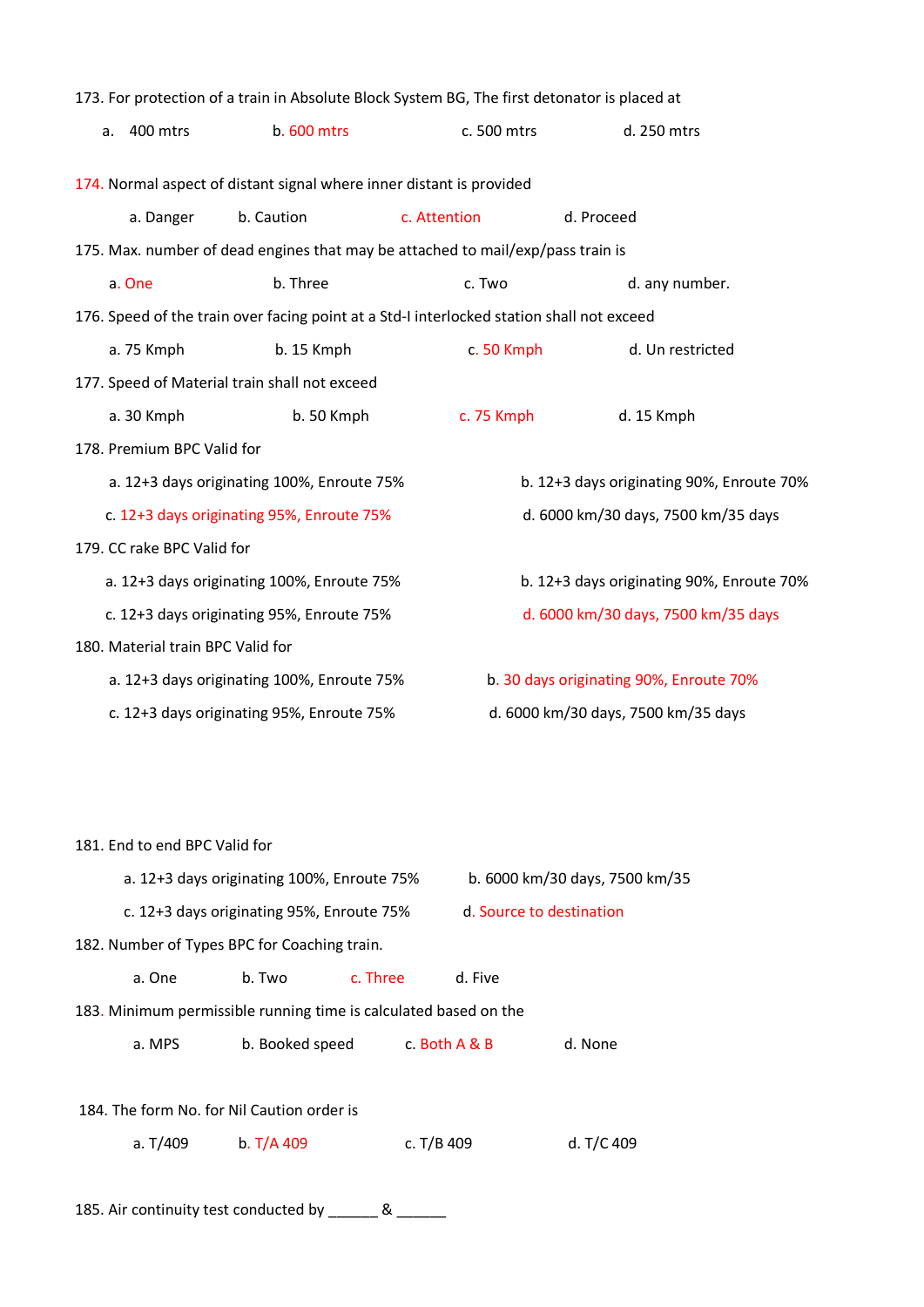173. For protection of a train in Absolute Block System BG, The first detonator is placed at

a. 400 mtrs b. 600 mtrs c. 500 mtrs d. 250 mtrs

174. Normal aspect of distant signal where inner distant is provided

a. Danger b. Caution c. Attention d. Proceed

175. Max. number of dead engines that may be attached to mail/exp/pass train is

a. One b. Three c. Two d. any number.

176. Speed of the train over facing point at a Std-I interlocked station shall not exceed

a. 75 Kmph b. 15 Kmph c. 50 Kmph d. Un restricted

177. Speed of Material train shall not exceed

a. 30 Kmph b. 50 Kmph c. 75 Kmph d. 15 Kmph

178. Premium BPC Valid for

a. 12+3 days originating 100%, Enroute 75%
b. 12+3 days originating 90%, Enroute 70%
c. 12+3 days originating 95%, Enroute 75%
d. 6000 km/30 days, 7500 km/35 days

179. CC rake BPC Valid for

a. 12+3 days originating 100%, Enroute 75%
b. 12+3 days originating 90%, Enroute 70%
c. 12+3 days originating 95%, Enroute 75%
d. 6000 km/30 days, 7500 km/35 days

180. Material train BPC Valid for

a. 12+3 days originating 100%, Enroute 75%
b. 30 days originating 90%, Enroute 70%
c. 12+3 days originating 95%, Enroute 75%
d. 6000 km/30 days, 7500 km/35 days

181. End to end BPC Valid for

a. 12+3 days originating 100%, Enroute 75%
b. 6000 km/30 days, 7500 km/35
c. 12+3 days originating 95%, Enroute 75%
d. Source to destination

182. Number of Types BPC for Coaching train.

a. One b. Two c. Three d. Five

183. Minimum permissible running time is calculated based on the

a. MPS b. Booked speed c. Both A & B d. None

184. The form No. for Nil Caution order is

a. T/409 b. T/A 409 c. T/B 409 d. T/C 409

185. Air continuity test conducted by ______ & ______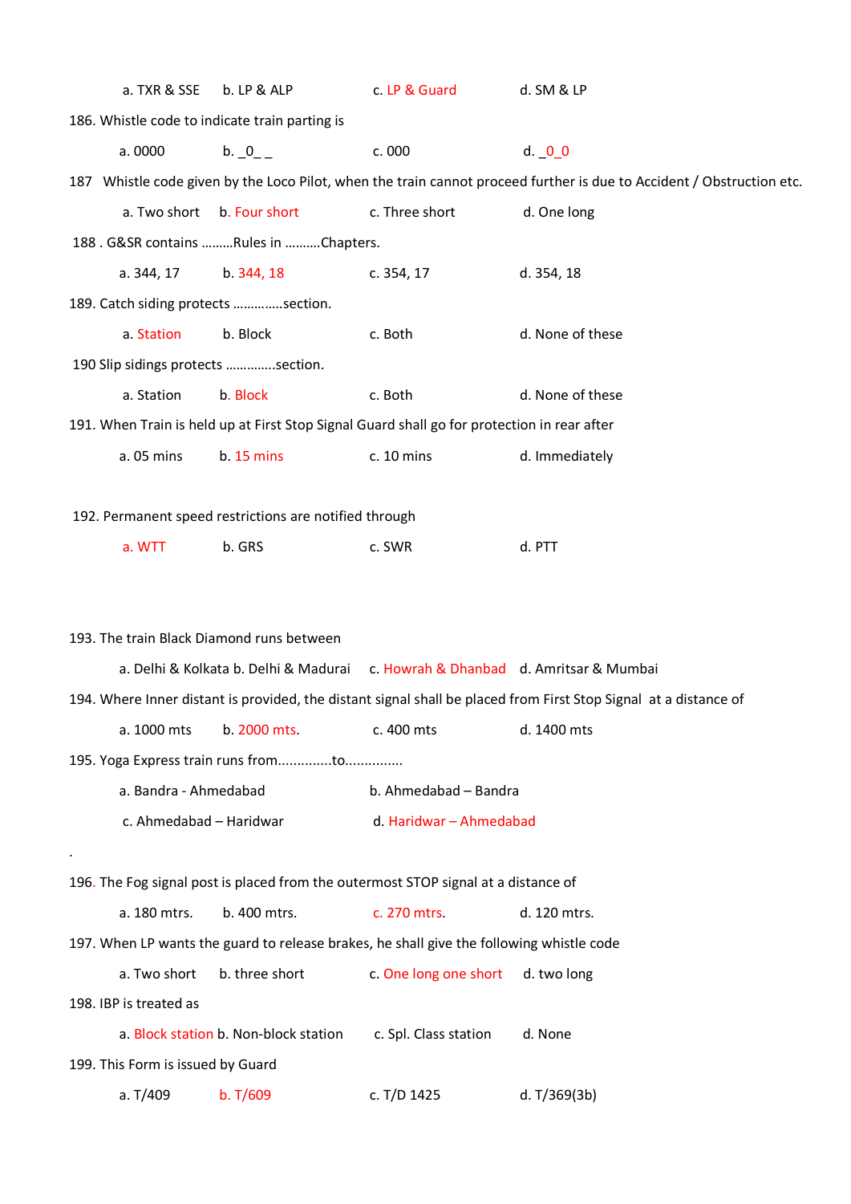a. TXR & SSE b. LP & ALP c. LP & Guard d. SM & LP

186. Whistle code to indicate train parting is

a. 0000 b. _0_ _ c. 000 d. _0_0

187 Whistle code given by the Loco Pilot, when the train cannot proceed further is due to Accident / Obstruction etc.

a. Two short b. Four short c. Three short d. One long

188 . G&SR contains .........Rules in ..........Chapters.

a. 344, 17 b. 344, 18 c. 354, 17 d. 354, 18

189. Catch siding protects ..............section.

a. Station b. Block c. Both d. None of these

190 Slip sidings protects ..............section.

a. Station b. Block c. Both d. None of these

191. When Train is held up at First Stop Signal Guard shall go for protection in rear after

a. 05 mins b. 15 mins c. 10 mins d. Immediately

192. Permanent speed restrictions are notified through

a. WTT b. GRS c. SWR d. PTT

193. The train Black Diamond runs between

a. Delhi & Kolkata b. Delhi & Madurai c. Howrah & Dhanbad d. Amritsar & Mumbai

194. Where Inner distant is provided, the distant signal shall be placed from First Stop Signal at a distance of

a. 1000 mts b. 2000 mts. c. 400 mts d. 1400 mts

195. Yoga Express train runs from..............to...............

a. Bandra - Ahmedabad b. Ahmedabad – Bandra

c. Ahmedabad – Haridwar d. Haridwar – Ahmedabad

.

196. The Fog signal post is placed from the outermost STOP signal at a distance of

a. 180 mtrs. b. 400 mtrs. c. 270 mtrs. d. 120 mtrs.

197. When LP wants the guard to release brakes, he shall give the following whistle code

a. Two short b. three short c. One long one short d. two long

198. IBP is treated as

a. Block station b. Non-block station c. Spl. Class station d. None

199. This Form is issued by Guard

a. T/409 b. T/609 c. T/D 1425 d. T/369(3b)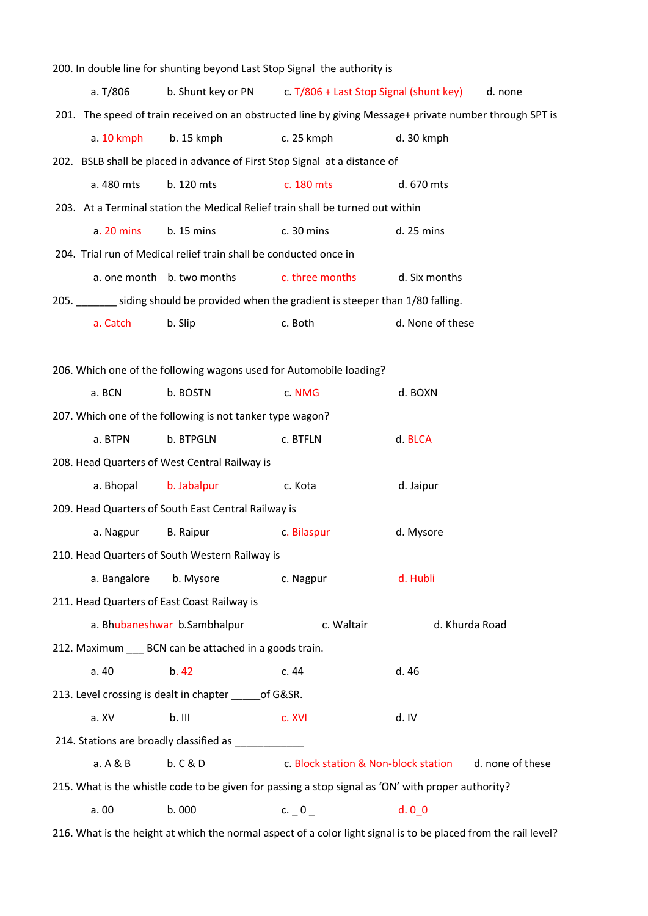200. In double line for shunting beyond Last Stop Signal the authority is

a. T/806 b. Shunt key or PN c. T/806 + Last Stop Signal (shunt key) d. none

201. The speed of train received on an obstructed line by giving Message+ private number through SPT is

a. 10 kmph b. 15 kmph c. 25 kmph d. 30 kmph

202. BSLB shall be placed in advance of First Stop Signal at a distance of

a. 480 mts b. 120 mts c. 180 mts d. 670 mts

203. At a Terminal station the Medical Relief train shall be turned out within

a. 20 mins b. 15 mins c. 30 mins d. 25 mins

204. Trial run of Medical relief train shall be conducted once in

a. one month b. two months c. three months d. Six months

205. _______ siding should be provided when the gradient is steeper than 1/80 falling.

a. Catch b. Slip c. Both d. None of these

206. Which one of the following wagons used for Automobile loading?

a. BCN b. BOSTN c. NMG d. BOXN

207. Which one of the following is not tanker type wagon?

a. BTPN b. BTPGLN c. BTFLN d. BLCA

208. Head Quarters of West Central Railway is

a. Bhopal b. Jabalpur c. Kota d. Jaipur

209. Head Quarters of South East Central Railway is

a. Nagpur B. Raipur c. Bilaspur d. Mysore

210. Head Quarters of South Western Railway is

a. Bangalore b. Mysore c. Nagpur d. Hubli

211. Head Quarters of East Coast Railway is

a. Bhubaneshwar b.Sambhalpur c. Waltair d. Khurda Road

212. Maximum ___ BCN can be attached in a goods train.

a. 40 b. 42 c. 44 d. 46

213. Level crossing is dealt in chapter _____of G&SR.

a. XV b. III c. XVI d. IV

214. Stations are broadly classified as ____________

a. A & B b. C & D c. Block station & Non-block station d. none of these

215. What is the whistle code to be given for passing a stop signal as 'ON' with proper authority?

a. 00 b. 000 c. _ 0 _ d. 0_0

216. What is the height at which the normal aspect of a color light signal is to be placed from the rail level?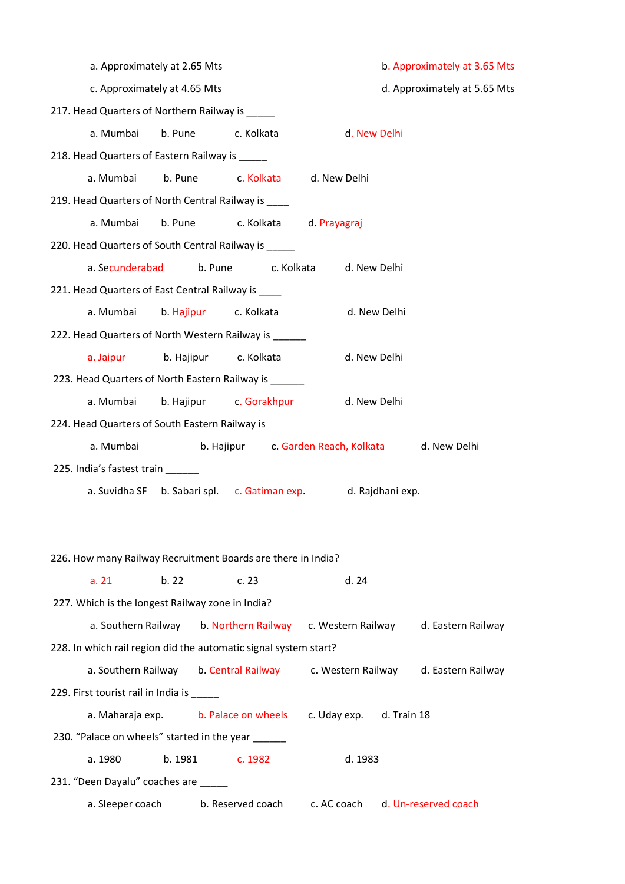a. Approximately at 2.65 Mts  b. Approximately at 3.65 Mts

c. Approximately at 4.65 Mts  d. Approximately at 5.65 Mts

217. Head Quarters of Northern Railway is _____

a. Mumbai  b. Pune  c. Kolkata  d. New Delhi

218. Head Quarters of Eastern Railway is _____

a. Mumbai  b. Pune  c. Kolkata  d. New Delhi

219. Head Quarters of North Central Railway is ____

a. Mumbai  b. Pune  c. Kolkata  d. Prayagraj

220. Head Quarters of South Central Railway is _____

a. Secunderabad  b. Pune  c. Kolkata  d. New Delhi

221. Head Quarters of East Central Railway is ____

a. Mumbai  b. Hajipur  c. Kolkata  d. New Delhi

222. Head Quarters of North Western Railway is ______

a. Jaipur  b. Hajipur  c. Kolkata  d. New Delhi

223. Head Quarters of North Eastern Railway is ______

a. Mumbai  b. Hajipur  c. Gorakhpur  d. New Delhi

224. Head Quarters of South Eastern Railway is

a. Mumbai  b. Hajipur  c. Garden Reach, Kolkata  d. New Delhi

225. India's fastest train ______

a. Suvidha SF  b. Sabari spl.  c. Gatiman exp.  d. Rajdhani exp.

226. How many Railway Recruitment Boards are there in India?

a. 21  b. 22  c. 23  d. 24

227. Which is the longest Railway zone in India?

a. Southern Railway  b. Northern Railway  c. Western Railway  d. Eastern Railway

228. In which rail region did the automatic signal system start?

a. Southern Railway  b. Central Railway  c. Western Railway  d. Eastern Railway

229. First tourist rail in India is _____

a. Maharaja exp.  b. Palace on wheels  c. Uday exp.  d. Train 18

230. "Palace on wheels" started in the year ______

a. 1980  b. 1981  c. 1982  d. 1983

231. "Deen Dayalu" coaches are _____

a. Sleeper coach  b. Reserved coach  c. AC coach  d. Un-reserved coach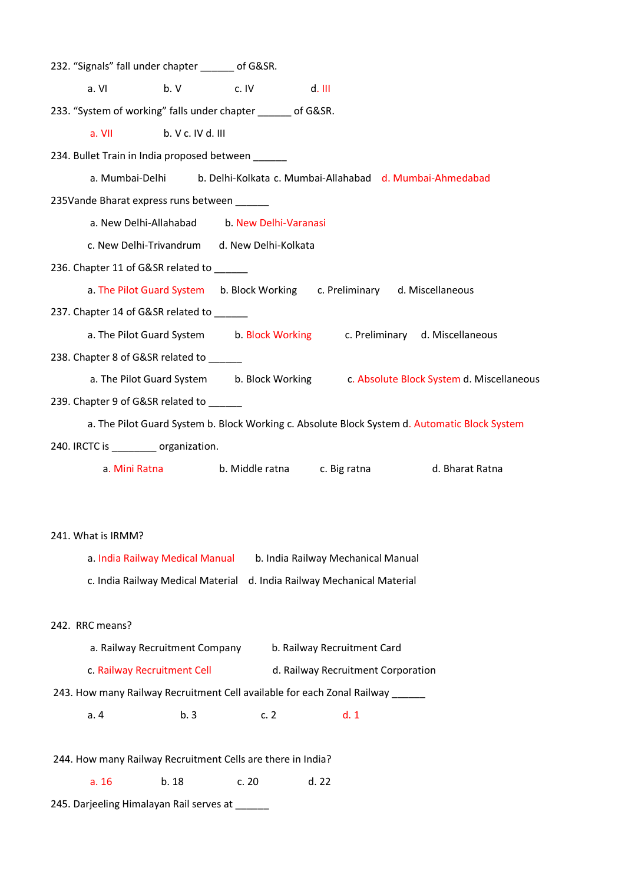232. “Signals” fall under chapter ______ of G&SR.

a. VI b. V c. IV d. III

233. “System of working” falls under chapter ______ of G&SR.

a. VII b. V c. IV d. III

234. Bullet Train in India proposed between ______

a. Mumbai-Delhi b. Delhi-Kolkata c. Mumbai-Allahabad d. Mumbai-Ahmedabad

235Vande Bharat express runs between ______

a. New Delhi-Allahabad b. New Delhi-Varanasi

c. New Delhi-Trivandrum d. New Delhi-Kolkata

236. Chapter 11 of G&SR related to ______

a. The Pilot Guard System b. Block Working c. Preliminary d. Miscellaneous

237. Chapter 14 of G&SR related to ______

a. The Pilot Guard System b. Block Working c. Preliminary d. Miscellaneous

238. Chapter 8 of G&SR related to ______

a. The Pilot Guard System b. Block Working c. Absolute Block System d. Miscellaneous

239. Chapter 9 of G&SR related to ______

a. The Pilot Guard System b. Block Working c. Absolute Block System d. Automatic Block System

240. IRCTC is ________ organization.

a. Mini Ratna b. Middle ratna c. Big ratna d. Bharat Ratna

241. What is IRMM?

a. India Railway Medical Manual b. India Railway Mechanical Manual

c. India Railway Medical Material d. India Railway Mechanical Material

242. RRC means?

a. Railway Recruitment Company b. Railway Recruitment Card

c. Railway Recruitment Cell d. Railway Recruitment Corporation

243. How many Railway Recruitment Cell available for each Zonal Railway ______

a. 4 b. 3 c. 2 d. 1

244. How many Railway Recruitment Cells are there in India?

a. 16 b. 18 c. 20 d. 22

245. Darjeeling Himalayan Rail serves at ______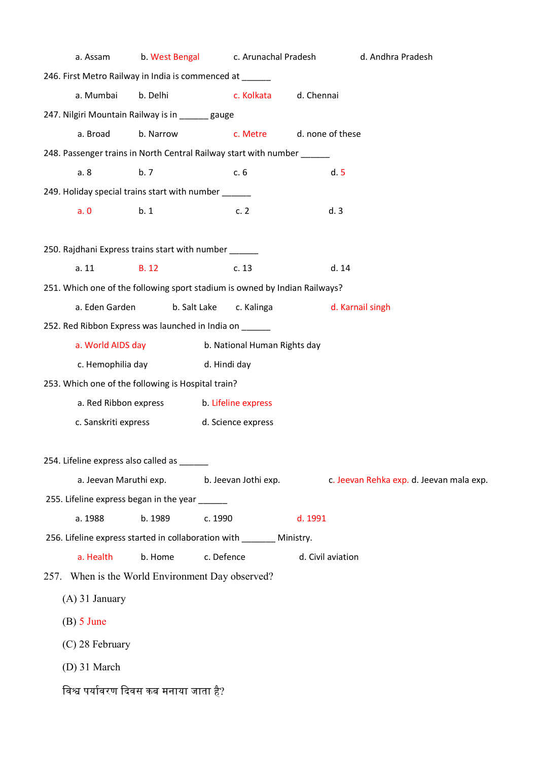a. Assam b. West Bengal c. Arunachal Pradesh d. Andhra Pradesh

246. First Metro Railway in India is commenced at ______

a. Mumbai b. Delhi c. Kolkata d. Chennai

247. Nilgiri Mountain Railway is in ______ gauge

a. Broad b. Narrow c. Metre d. none of these

248. Passenger trains in North Central Railway start with number ______

a. 8 b. 7 c. 6 d. 5

249. Holiday special trains start with number ______

a. 0 b. 1 c. 2 d. 3

250. Rajdhani Express trains start with number ______

a. 11 B. 12 c. 13 d. 14

251. Which one of the following sport stadium is owned by Indian Railways?

a. Eden Garden b. Salt Lake c. Kalinga d. Karnail singh

252. Red Ribbon Express was launched in India on ______

a. World AIDS day b. National Human Rights day

c. Hemophilia day d. Hindi day

253. Which one of the following is Hospital train?

a. Red Ribbon express b. Lifeline express

c. Sanskriti express d. Science express

254. Lifeline express also called as ______

a. Jeevan Maruthi exp. b. Jeevan Jothi exp. c. Jeevan Rehka exp. d. Jeevan mala exp.

255. Lifeline express began in the year ______

a. 1988 b. 1989 c. 1990 d. 1991

256. Lifeline express started in collaboration with _______ Ministry.

a. Health b. Home c. Defence d. Civil aviation

257. When is the World Environment Day observed?

(A) 31 January

(B) 5 June

(C) 28 February

(D) 31 March

विश्व पर्यावरण दिवस कब मनाया जाता है?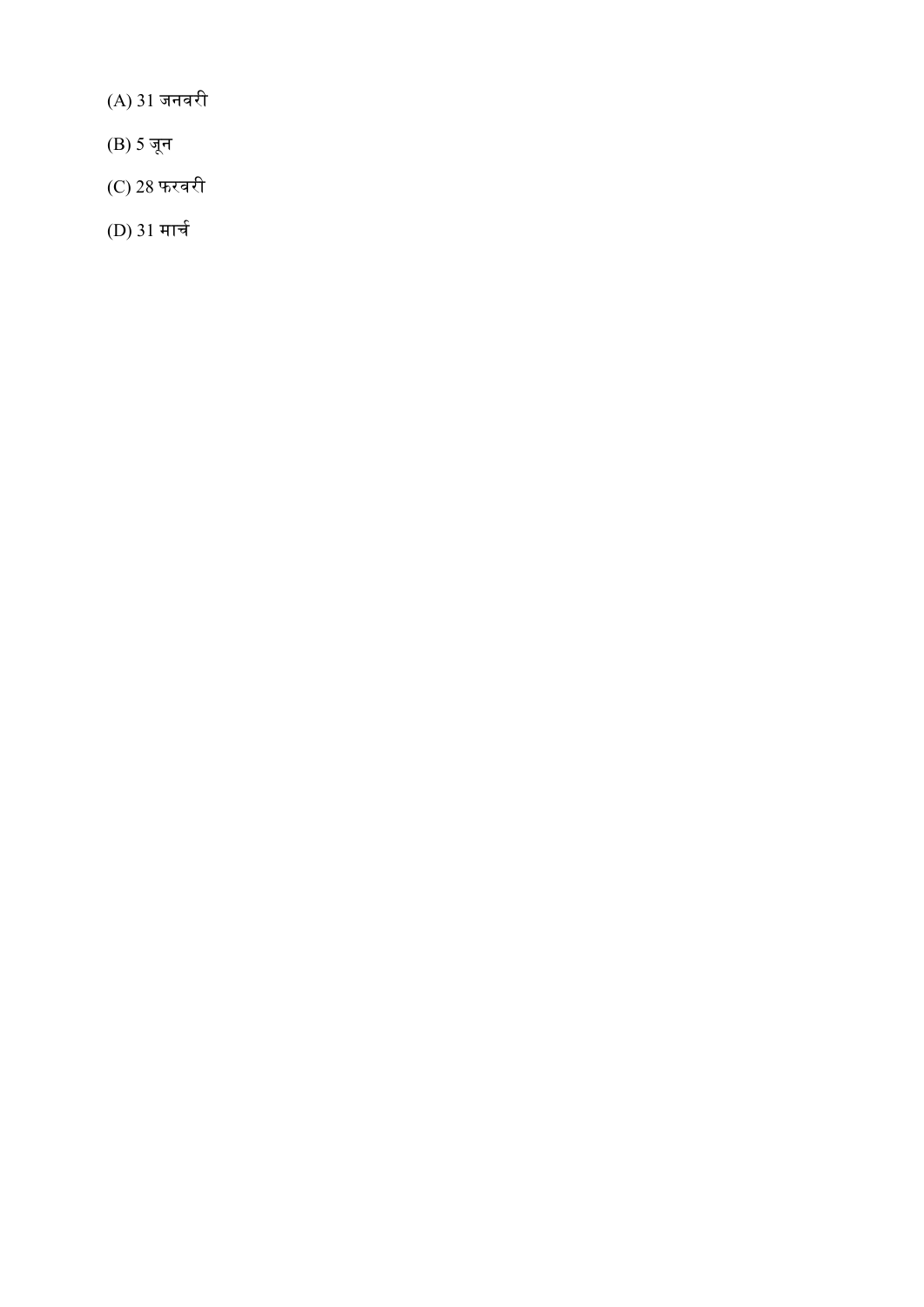(A) 31 जनवरी

(B) 5 जून

(C) 28 फरवरी

(D) 31 मार्च